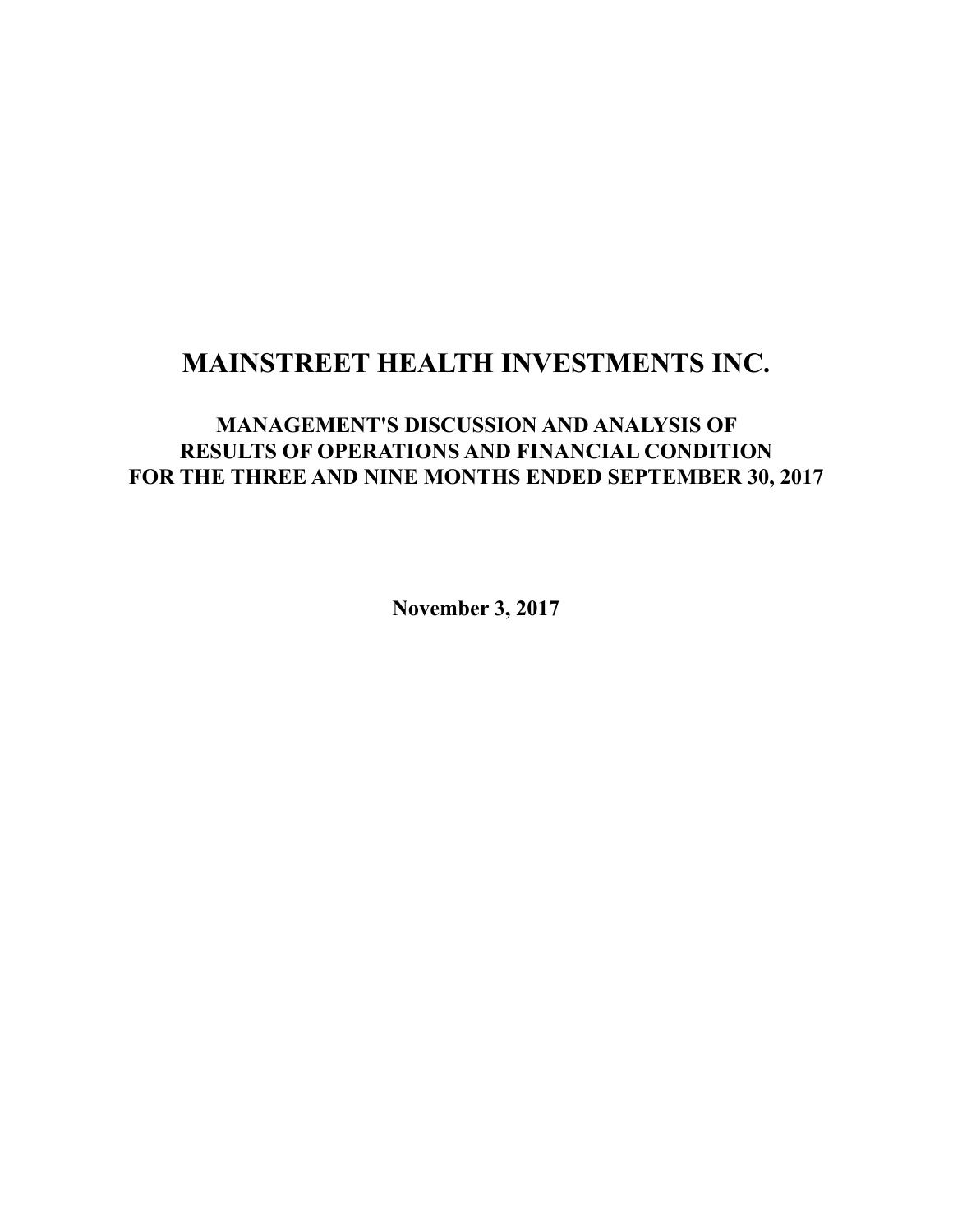# MAINSTREET HEALTH INVESTMENTS INC.

## MANAGEMENT'S DISCUSSION AND ANALYSIS OF RESULTS OF OPERATIONS AND FINANCIAL CONDITION FOR THE THREE AND NINE MONTHS ENDED SEPTEMBER 30, 2017

**November 3, 2017**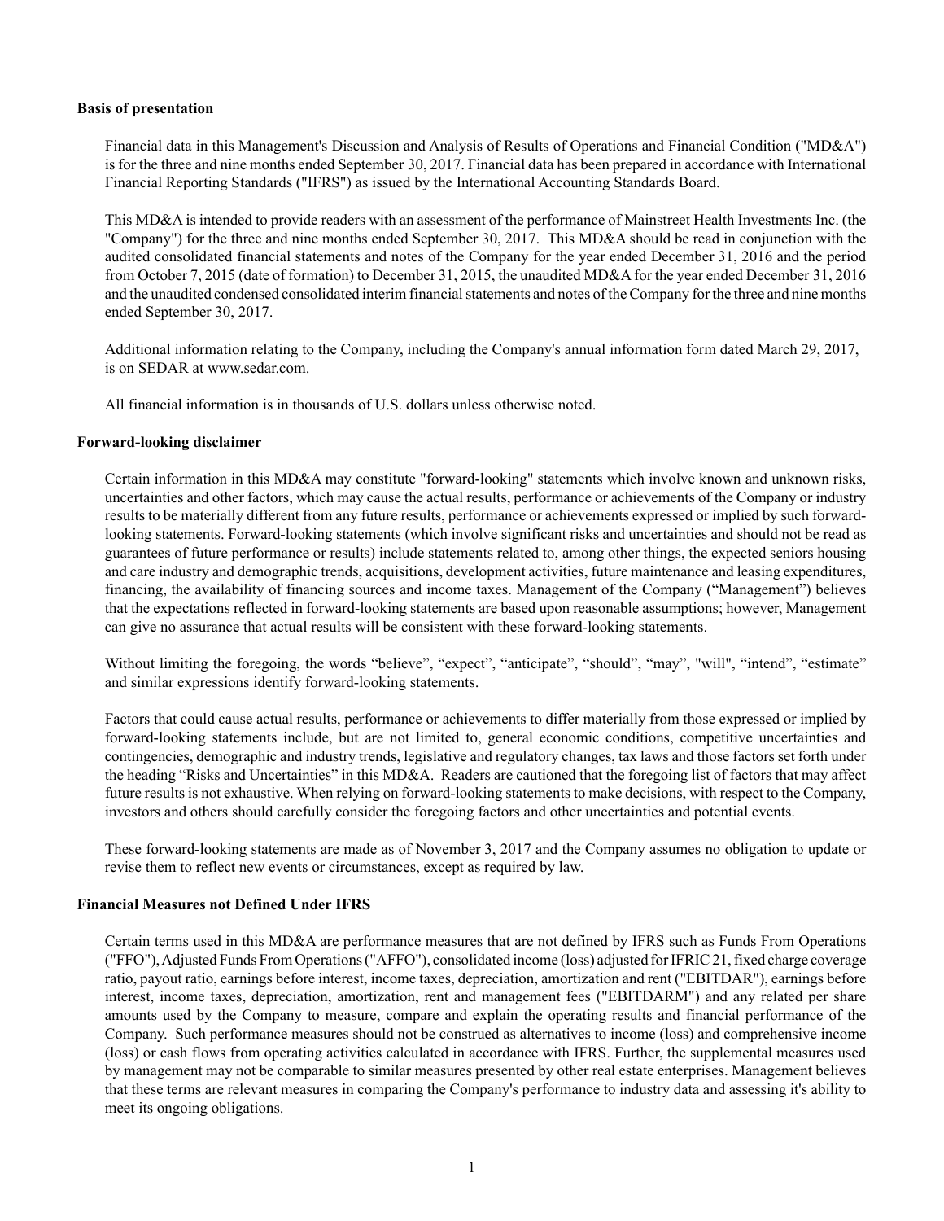## Basis of presentation

Financial data in this Management's Discussion and Analysis of Results of Operations and Financial Condition ("MD&A") is for the three and nine months ended September 30, 2017. Financial data has been prepared in accordance with International Financial Reporting Standards ("IFRS") as issued by the International Accounting Standards Board.

This MD&A is intended to provide readers with an assessment of the performance of Mainstreet Health Investments Inc. (the "Company") for the three and nine months ended September 30, 2017. This MD&A should be read in conjunction with the audited consolidated financial statements and notes of the Company for the year ended December 31, 2016 and the period from October 7, 2015 (date of formation) to December 31, 2015, the unaudited MD&A for the year ended December 31, 2016 and the unaudited condensed consolidated interim financial statements and notes of the Company for the three and nine months ended September 30, 2017.

Additional information relating to the Company, including the Company's annual information form dated March 29, 2017, is on SEDAR at www.sedar.com.

All financial information is in thousands of U.S. dollars unless otherwise noted.

## Forward-looking disclaimer

Certain information in this MD&A may constitute "forward-looking" statements which involve known and unknown risks, uncertainties and other factors, which may cause the actual results, performance or achievements of the Company or industry results to be materially different from any future results, performance or achievements expressed or implied by such forward-looking statements. Forward-looking statements (which involve significant risks and uncertainties and should not be read as guarantees of future performance or results) include statements related to, among other things, the expected seniors housing and care industry and demographic trends, acquisitions, development activities, future maintenance and leasing expenditures, financing, the availability of financing sources and income taxes. Management of the Company ("Management") believes that the expectations reflected in forward-looking statements are based upon reasonable assumptions; however, Management can give no assurance that actual results will be consistent with these forward-looking statements.

Without limiting the foregoing, the words "believe", "expect", "anticipate", "should", "may", "will", "intend", "estimate" and similar expressions identify forward-looking statements.

Factors that could cause actual results, performance or achievements to differ materially from those expressed or implied by forward-looking statements include, but are not limited to, general economic conditions, competitive uncertainties and contingencies, demographic and industry trends, legislative and regulatory changes, tax laws and those factors set forth under the heading "Risks and Uncertainties" in this MD&A. Readers are cautioned that the foregoing list of factors that may affect future results is not exhaustive. When relying on forward-looking statements to make decisions, with respect to the Company, investors and others should carefully consider the foregoing factors and other uncertainties and potential events.

These forward-looking statements are made as of November 3, 2017 and the Company assumes no obligation to update or revise them to reflect new events or circumstances, except as required by law.

## Financial Measures not Defined Under IFRS

Certain terms used in this MD&A are performance measures that are not defined by IFRS such as Funds From Operations ("FFO"), Adjusted Funds From Operations ("AFFO"), consolidated income (loss) adjusted for IFRIC 21, fixed charge coverage ratio, payout ratio, earnings before interest, income taxes, depreciation, amortization and rent ("EBITDAR"), earnings before interest, income taxes, depreciation, amortization, rent and management fees ("EBITDARM") and any related per share amounts used by the Company to measure, compare and explain the operating results and financial performance of the Company. Such performance measures should not be construed as alternatives to income (loss) and comprehensive income (loss) or cash flows from operating activities calculated in accordance with IFRS. Further, the supplemental measures used by management may not be comparable to similar measures presented by other real estate enterprises. Management believes that these terms are relevant measures in comparing the Company's performance to industry data and assessing it's ability to meet its ongoing obligations.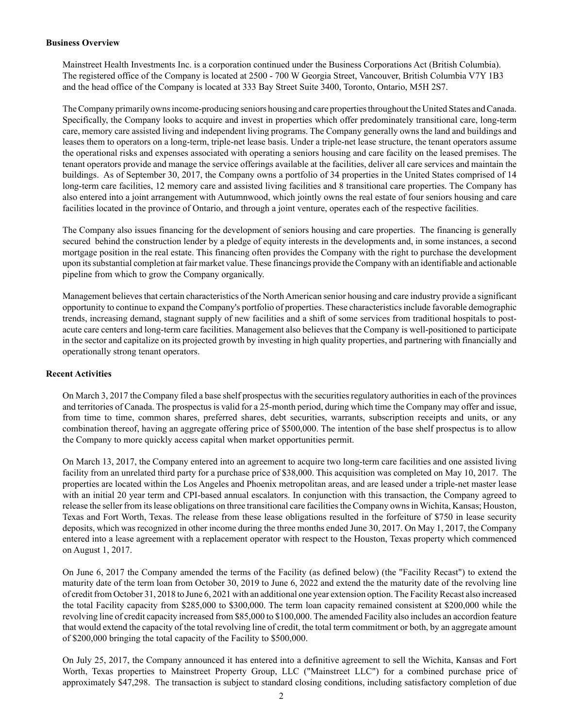### Business Overview

Mainstreet Health Investments Inc. is a corporation continued under the Business Corporations Act (British Columbia). The registered office of the Company is located at 2500 - 700 W Georgia Street, Vancouver, British Columbia V7Y 1B3 and the head office of the Company is located at 333 Bay Street Suite 3400, Toronto, Ontario, M5H 2S7.

The Company primarily owns income-producing seniors housing and care properties throughout the United States and Canada. Specifically, the Company looks to acquire and invest in properties which offer predominately transitional care, long-term care, memory care assisted living and independent living programs. The Company generally owns the land and buildings and leases them to operators on a long-term, triple-net lease basis. Under a triple-net lease structure, the tenant operators assume the operational risks and expenses associated with operating a seniors housing and care facility on the leased premises. The tenant operators provide and manage the service offerings available at the facilities, deliver all care services and maintain the buildings. As of September 30, 2017, the Company owns a portfolio of 34 properties in the United States comprised of 14 long-term care facilities, 12 memory care and assisted living facilities and 8 transitional care properties. The Company has also entered into a joint arrangement with Autumnwood, which jointly owns the real estate of four seniors housing and care facilities located in the province of Ontario, and through a joint venture, operates each of the respective facilities.

The Company also issues financing for the development of seniors housing and care properties. The financing is generally secured behind the construction lender by a pledge of equity interests in the developments and, in some instances, a second mortgage position in the real estate. This financing often provides the Company with the right to purchase the development upon its substantial completion at fair market value. These financings provide the Company with an identifiable and actionable pipeline from which to grow the Company organically.

Management believes that certain characteristics of the North American senior housing and care industry provide a significant opportunity to continue to expand the Company's portfolio of properties. These characteristics include favorable demographic trends, increasing demand, stagnant supply of new facilities and a shift of some services from traditional hospitals to post-acute care centers and long-term care facilities. Management also believes that the Company is well-positioned to participate in the sector and capitalize on its projected growth by investing in high quality properties, and partnering with financially and operationally strong tenant operators.

### Recent Activities

On March 3, 2017 the Company filed a base shelf prospectus with the securities regulatory authorities in each of the provinces and territories of Canada. The prospectus is valid for a 25-month period, during which time the Company may offer and issue, from time to time, common shares, preferred shares, debt securities, warrants, subscription receipts and units, or any combination thereof, having an aggregate offering price of $500,000. The intention of the base shelf prospectus is to allow the Company to more quickly access capital when market opportunities permit.

On March 13, 2017, the Company entered into an agreement to acquire two long-term care facilities and one assisted living facility from an unrelated third party for a purchase price of $38,000. This acquisition was completed on May 10, 2017. The properties are located within the Los Angeles and Phoenix metropolitan areas, and are leased under a triple-net master lease with an initial 20 year term and CPI-based annual escalators. In conjunction with this transaction, the Company agreed to release the seller from its lease obligations on three transitional care facilities the Company owns in Wichita, Kansas; Houston, Texas and Fort Worth, Texas. The release from these lease obligations resulted in the forfeiture of $750 in lease security deposits, which was recognized in other income during the three months ended June 30, 2017. On May 1, 2017, the Company entered into a lease agreement with a replacement operator with respect to the Houston, Texas property which commenced on August 1, 2017.

On June 6, 2017 the Company amended the terms of the Facility (as defined below) (the "Facility Recast") to extend the maturity date of the term loan from October 30, 2019 to June 6, 2022 and extend the the maturity date of the revolving line of credit from October 31, 2018 to June 6, 2021 with an additional one year extension option. The Facility Recast also increased the total Facility capacity from $285,000 to $300,000. The term loan capacity remained consistent at $200,000 while the revolving line of credit capacity increased from $85,000 to $100,000. The amended Facility also includes an accordion feature that would extend the capacity of the total revolving line of credit, the total term commitment or both, by an aggregate amount of $200,000 bringing the total capacity of the Facility to $500,000.

On July 25, 2017, the Company announced it has entered into a definitive agreement to sell the Wichita, Kansas and Fort Worth, Texas properties to Mainstreet Property Group, LLC ("Mainstreet LLC") for a combined purchase price of approximately $47,298. The transaction is subject to standard closing conditions, including satisfactory completion of due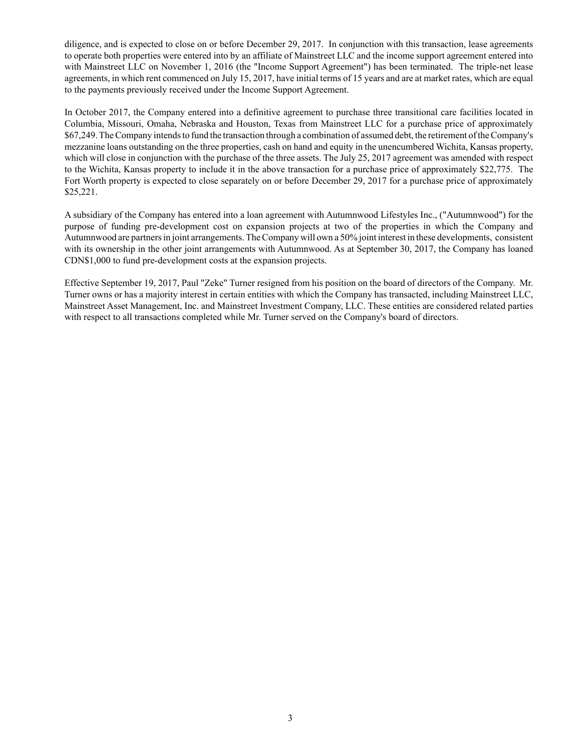diligence, and is expected to close on or before December 29, 2017. In conjunction with this transaction, lease agreements to operate both properties were entered into by an affiliate of Mainstreet LLC and the income support agreement entered into with Mainstreet LLC on November 1, 2016 (the "Income Support Agreement") has been terminated. The triple-net lease agreements, in which rent commenced on July 15, 2017, have initial terms of 15 years and are at market rates, which are equal to the payments previously received under the Income Support Agreement.

In October 2017, the Company entered into a definitive agreement to purchase three transitional care facilities located in Columbia, Missouri, Omaha, Nebraska and Houston, Texas from Mainstreet LLC for a purchase price of approximately $67,249. The Company intends to fund the transaction through a combination of assumed debt, the retirement of the Company's mezzanine loans outstanding on the three properties, cash on hand and equity in the unencumbered Wichita, Kansas property, which will close in conjunction with the purchase of the three assets. The July 25, 2017 agreement was amended with respect to the Wichita, Kansas property to include it in the above transaction for a purchase price of approximately $22,775. The Fort Worth property is expected to close separately on or before December 29, 2017 for a purchase price of approximately $25,221.

A subsidiary of the Company has entered into a loan agreement with Autumnwood Lifestyles Inc., ("Autumnwood") for the purpose of funding pre-development cost on expansion projects at two of the properties in which the Company and Autumnwood are partners in joint arrangements. The Company will own a 50% joint interest in these developments, consistent with its ownership in the other joint arrangements with Autumnwood. As at September 30, 2017, the Company has loaned CDN$1,000 to fund pre-development costs at the expansion projects.

Effective September 19, 2017, Paul "Zeke" Turner resigned from his position on the board of directors of the Company. Mr. Turner owns or has a majority interest in certain entities with which the Company has transacted, including Mainstreet LLC, Mainstreet Asset Management, Inc. and Mainstreet Investment Company, LLC. These entities are considered related parties with respect to all transactions completed while Mr. Turner served on the Company's board of directors.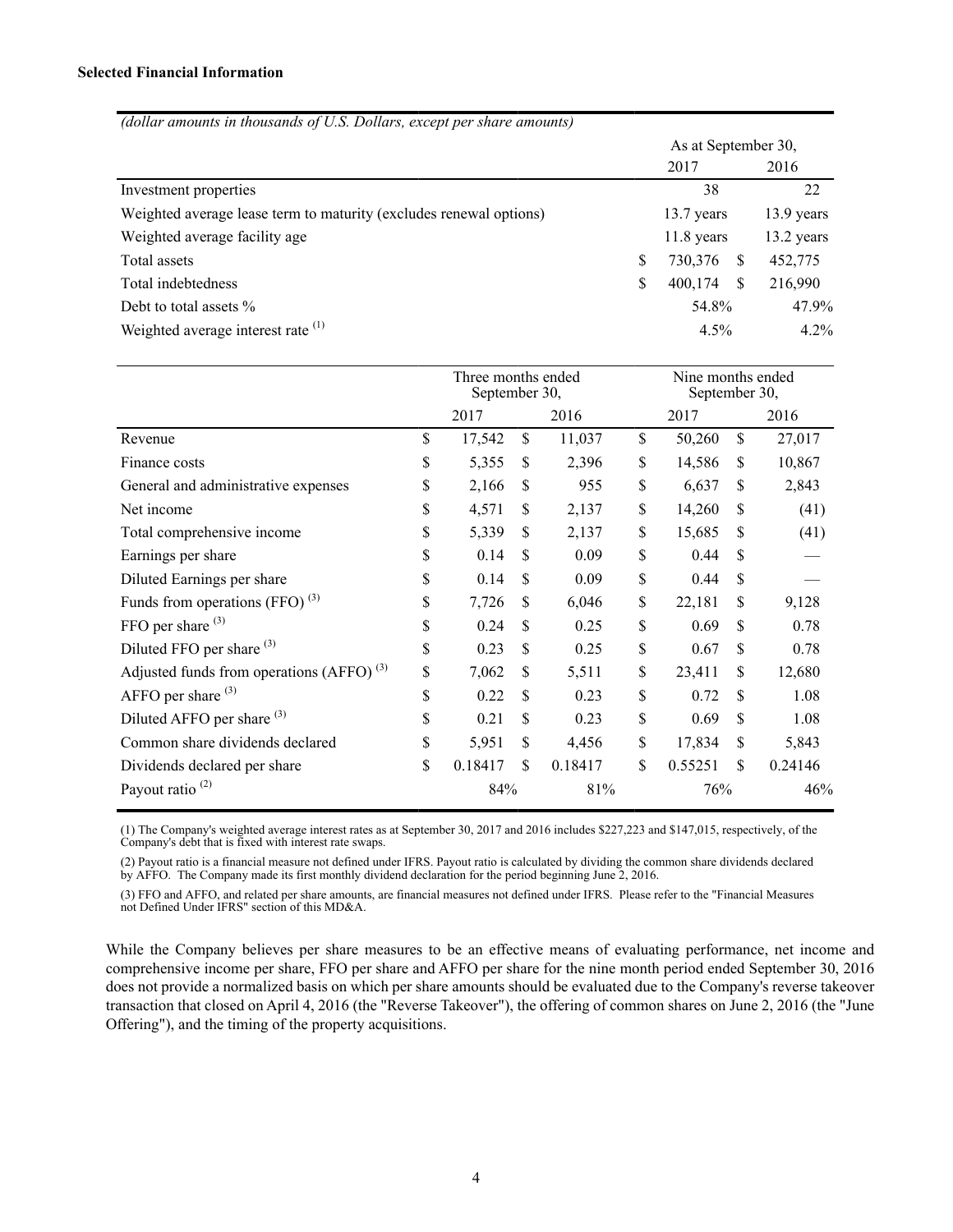**Selected Financial Information**

| *(dollar amounts in thousands of U.S. Dollars, except per share amounts)* | As at September 30, | |
|---|---|---|
| | 2017 | 2016 |
| Investment properties | 38 | 22 |
| Weighted average lease term to maturity (excludes renewal options) | 13.7 years | 13.9 years |
| Weighted average facility age | 11.8 years | 13.2 years |
| Total assets | $ 730,376 | $ 452,775 |
| Total indebtedness | $ 400,174 | $ 216,990 |
| Debt to total assets % | 54.8% | 47.9% |
| Weighted average interest rate (1) | 4.5% | 4.2% |

| | Three months ended September 30, | | Nine months ended September 30, | |
|---|---|---|---|---|
| | 2017 | 2016 | 2017 | 2016 |
| Revenue | $ 17,542 | $ 11,037 | $ 50,260 | $ 27,017 |
| Finance costs | $ 5,355 | $ 2,396 | $ 14,586 | $ 10,867 |
| General and administrative expenses | $ 2,166 | $ 955 | $ 6,637 | $ 2,843 |
| Net income | $ 4,571 | $ 2,137 | $ 14,260 | $ (41) |
| Total comprehensive income | $ 5,339 | $ 2,137 | $ 15,685 | $ (41) |
| Earnings per share | $ 0.14 | $ 0.09 | $ 0.44 | $ — |
| Diluted Earnings per share | $ 0.14 | $ 0.09 | $ 0.44 | $ — |
| Funds from operations (FFO) (3) | $ 7,726 | $ 6,046 | $ 22,181 | $ 9,128 |
| FFO per share (3) | $ 0.24 | $ 0.25 | $ 0.69 | $ 0.78 |
| Diluted FFO per share (3) | $ 0.23 | $ 0.25 | $ 0.67 | $ 0.78 |
| Adjusted funds from operations (AFFO) (3) | $ 7,062 | $ 5,511 | $ 23,411 | $ 12,680 |
| AFFO per share (3) | $ 0.22 | $ 0.23 | $ 0.72 | $ 1.08 |
| Diluted AFFO per share (3) | $ 0.21 | $ 0.23 | $ 0.69 | $ 1.08 |
| Common share dividends declared | $ 5,951 | $ 4,456 | $ 17,834 | $ 5,843 |
| Dividends declared per share | $ 0.18417 | $ 0.18417 | $ 0.55251 | $ 0.24146 |
| Payout ratio (2) | 84% | 81% | 76% | 46% |

(1) The Company's weighted average interest rates as at September 30, 2017 and 2016 includes $227,223 and $147,015, respectively, of the Company's debt that is fixed with interest rate swaps.

(2) Payout ratio is a financial measure not defined under IFRS. Payout ratio is calculated by dividing the common share dividends declared by AFFO. The Company made its first monthly dividend declaration for the period beginning June 2, 2016.

(3) FFO and AFFO, and related per share amounts, are financial measures not defined under IFRS. Please refer to the "Financial Measures not Defined Under IFRS" section of this MD&A.

While the Company believes per share measures to be an effective means of evaluating performance, net income and comprehensive income per share, FFO per share and AFFO per share for the nine month period ended September 30, 2016 does not provide a normalized basis on which per share amounts should be evaluated due to the Company's reverse takeover transaction that closed on April 4, 2016 (the "Reverse Takeover"), the offering of common shares on June 2, 2016 (the "June Offering"), and the timing of the property acquisitions.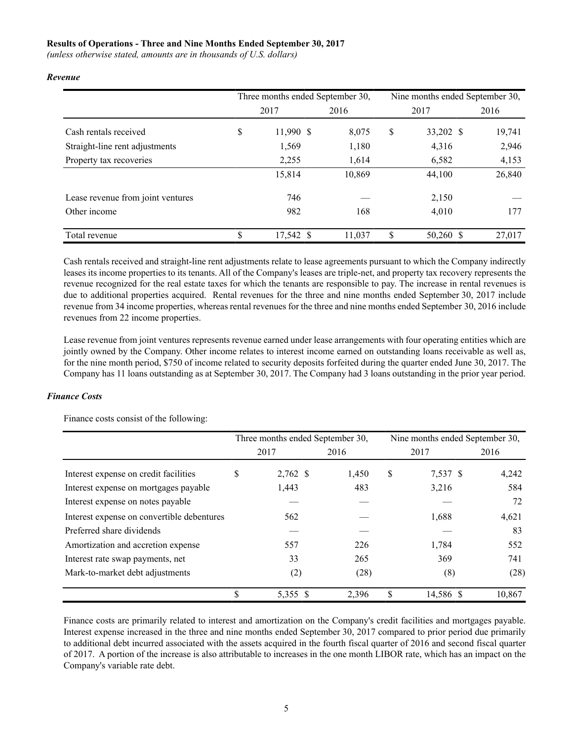**Results of Operations - Three and Nine Months Ended September 30, 2017**

*(unless otherwise stated, amounts are in thousands of U.S. dollars)*

***Revenue***

| | Three months ended September 30, | | Nine months ended September 30, | |
|---|---|---|---|---|
| | 2017 | 2016 | 2017 | 2016 |
| Cash rentals received | $ 11,990 | $ 8,075 | $ 33,202 | $ 19,741 |
| Straight-line rent adjustments | 1,569 | 1,180 | 4,316 | 2,946 |
| Property tax recoveries | 2,255 | 1,614 | 6,582 | 4,153 |
| | 15,814 | 10,869 | 44,100 | 26,840 |
| Lease revenue from joint ventures | 746 | — | 2,150 | — |
| Other income | 982 | 168 | 4,010 | 177 |
| Total revenue | $ 17,542 | $ 11,037 | $ 50,260 | $ 27,017 |

Cash rentals received and straight-line rent adjustments relate to lease agreements pursuant to which the Company indirectly leases its income properties to its tenants. All of the Company's leases are triple-net, and property tax recovery represents the revenue recognized for the real estate taxes for which the tenants are responsible to pay. The increase in rental revenues is due to additional properties acquired. Rental revenues for the three and nine months ended September 30, 2017 include revenue from 34 income properties, whereas rental revenues for the three and nine months ended September 30, 2016 include revenues from 22 income properties.

Lease revenue from joint ventures represents revenue earned under lease arrangements with four operating entities which are jointly owned by the Company. Other income relates to interest income earned on outstanding loans receivable as well as, for the nine month period, $750 of income related to security deposits forfeited during the quarter ended June 30, 2017. The Company has 11 loans outstanding as at September 30, 2017. The Company had 3 loans outstanding in the prior year period.

***Finance Costs***

Finance costs consist of the following:

| | Three months ended September 30, | | Nine months ended September 30, | |
|---|---|---|---|---|
| | 2017 | 2016 | 2017 | 2016 |
| Interest expense on credit facilities | $ 2,762 | $ 1,450 | $ 7,537 | $ 4,242 |
| Interest expense on mortgages payable | 1,443 | 483 | 3,216 | 584 |
| Interest expense on notes payable | — | — | — | 72 |
| Interest expense on convertible debentures | 562 | — | 1,688 | 4,621 |
| Preferred share dividends | — | — | — | 83 |
| Amortization and accretion expense | 557 | 226 | 1,784 | 552 |
| Interest rate swap payments, net | 33 | 265 | 369 | 741 |
| Mark-to-market debt adjustments | (2) | (28) | (8) | (28) |
| | $ 5,355 | $ 2,396 | $ 14,586 | $ 10,867 |

Finance costs are primarily related to interest and amortization on the Company's credit facilities and mortgages payable. Interest expense increased in the three and nine months ended September 30, 2017 compared to prior period due primarily to additional debt incurred associated with the assets acquired in the fourth fiscal quarter of 2016 and second fiscal quarter of 2017. A portion of the increase is also attributable to increases in the one month LIBOR rate, which has an impact on the Company's variable rate debt.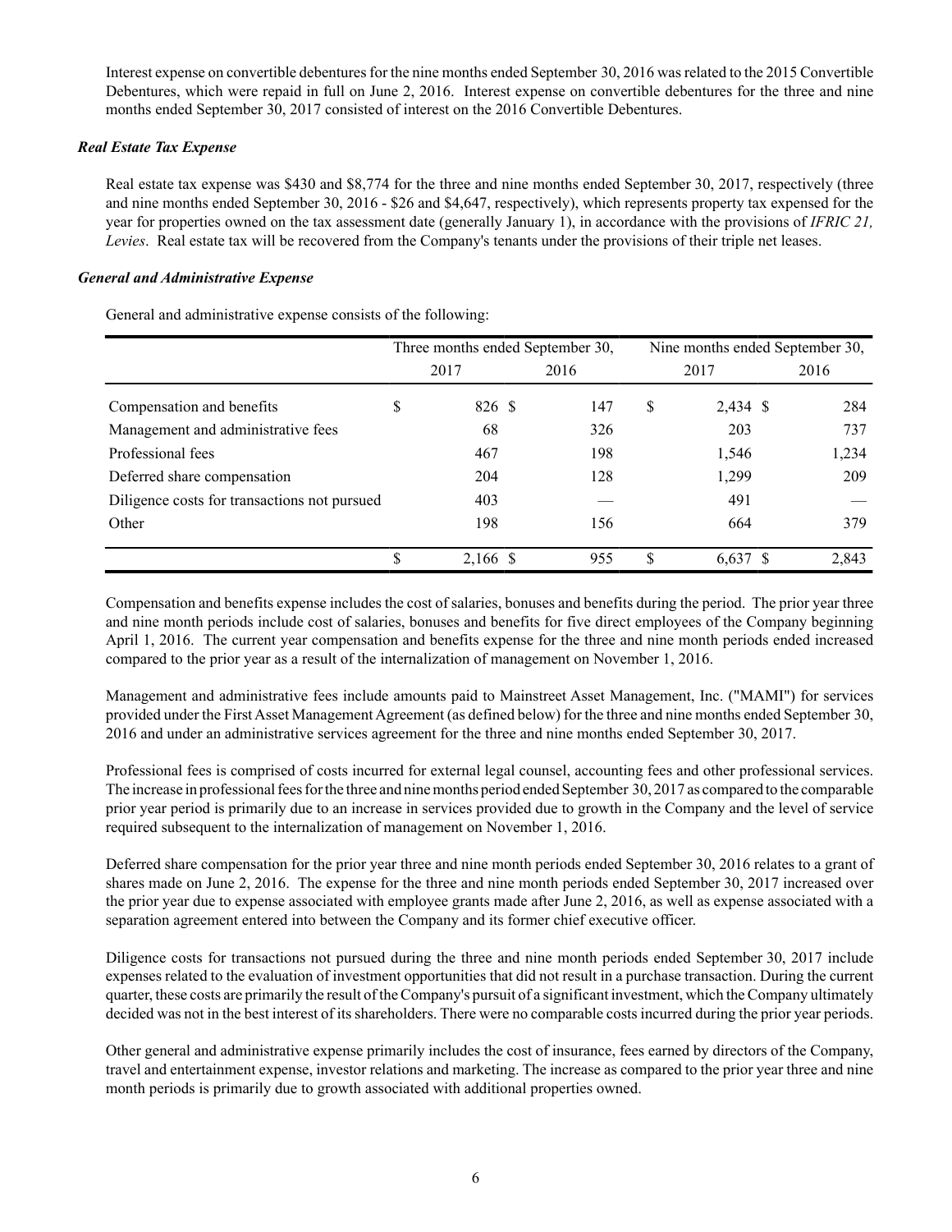Interest expense on convertible debentures for the nine months ended September 30, 2016 was related to the 2015 Convertible Debentures, which were repaid in full on June 2, 2016. Interest expense on convertible debentures for the three and nine months ended September 30, 2017 consisted of interest on the 2016 Convertible Debentures.

***Real Estate Tax Expense***

Real estate tax expense was $430 and $8,774 for the three and nine months ended September 30, 2017, respectively (three and nine months ended September 30, 2016 - $26 and $4,647, respectively), which represents property tax expensed for the year for properties owned on the tax assessment date (generally January 1), in accordance with the provisions of *IFRIC 21, Levies*. Real estate tax will be recovered from the Company's tenants under the provisions of their triple net leases.

***General and Administrative Expense***

General and administrative expense consists of the following:

| | Three months ended September 30, | | Nine months ended September 30, | |
|---|---|---|---|---|
| | 2017 | 2016 | 2017 | 2016 |
| Compensation and benefits | $ 826 | $ 147 | $ 2,434 | $ 284 |
| Management and administrative fees | 68 | 326 | 203 | 737 |
| Professional fees | 467 | 198 | 1,546 | 1,234 |
| Deferred share compensation | 204 | 128 | 1,299 | 209 |
| Diligence costs for transactions not pursued | 403 | — | 491 | — |
| Other | 198 | 156 | 664 | 379 |
| | $ 2,166 | $ 955 | $ 6,637 | $ 2,843 |

Compensation and benefits expense includes the cost of salaries, bonuses and benefits during the period. The prior year three and nine month periods include cost of salaries, bonuses and benefits for five direct employees of the Company beginning April 1, 2016. The current year compensation and benefits expense for the three and nine month periods ended increased compared to the prior year as a result of the internalization of management on November 1, 2016.

Management and administrative fees include amounts paid to Mainstreet Asset Management, Inc. ("MAMI") for services provided under the First Asset Management Agreement (as defined below) for the three and nine months ended September 30, 2016 and under an administrative services agreement for the three and nine months ended September 30, 2017.

Professional fees is comprised of costs incurred for external legal counsel, accounting fees and other professional services. The increase in professional fees for the three and nine months period ended September 30, 2017 as compared to the comparable prior year period is primarily due to an increase in services provided due to growth in the Company and the level of service required subsequent to the internalization of management on November 1, 2016.

Deferred share compensation for the prior year three and nine month periods ended September 30, 2016 relates to a grant of shares made on June 2, 2016. The expense for the three and nine month periods ended September 30, 2017 increased over the prior year due to expense associated with employee grants made after June 2, 2016, as well as expense associated with a separation agreement entered into between the Company and its former chief executive officer.

Diligence costs for transactions not pursued during the three and nine month periods ended September 30, 2017 include expenses related to the evaluation of investment opportunities that did not result in a purchase transaction. During the current quarter, these costs are primarily the result of the Company's pursuit of a significant investment, which the Company ultimately decided was not in the best interest of its shareholders. There were no comparable costs incurred during the prior year periods.

Other general and administrative expense primarily includes the cost of insurance, fees earned by directors of the Company, travel and entertainment expense, investor relations and marketing. The increase as compared to the prior year three and nine month periods is primarily due to growth associated with additional properties owned.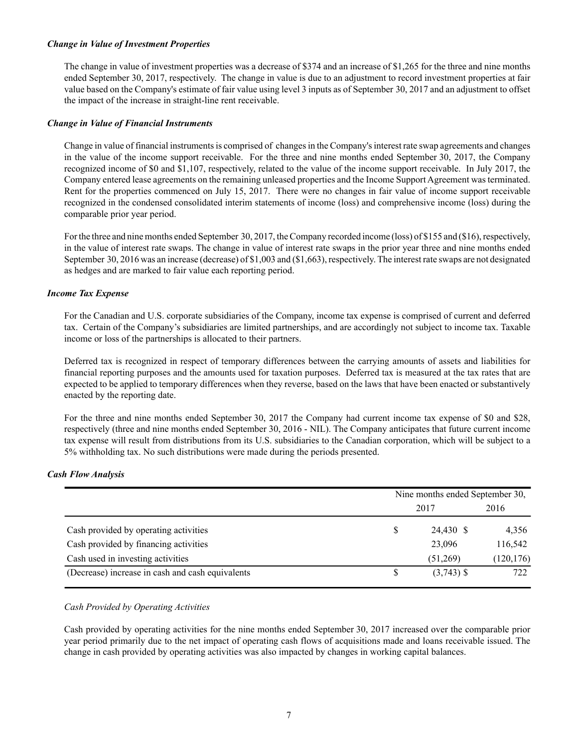***Change in Value of Investment Properties***

The change in value of investment properties was a decrease of $374 and an increase of $1,265 for the three and nine months ended September 30, 2017, respectively. The change in value is due to an adjustment to record investment properties at fair value based on the Company's estimate of fair value using level 3 inputs as of September 30, 2017 and an adjustment to offset the impact of the increase in straight-line rent receivable.

***Change in Value of Financial Instruments***

Change in value of financial instruments is comprised of changes in the Company's interest rate swap agreements and changes in the value of the income support receivable. For the three and nine months ended September 30, 2017, the Company recognized income of $0 and $1,107, respectively, related to the value of the income support receivable. In July 2017, the Company entered lease agreements on the remaining unleased properties and the Income Support Agreement was terminated. Rent for the properties commenced on July 15, 2017. There were no changes in fair value of income support receivable recognized in the condensed consolidated interim statements of income (loss) and comprehensive income (loss) during the comparable prior year period.

For the three and nine months ended September 30, 2017, the Company recorded income (loss) of $155 and ($16), respectively, in the value of interest rate swaps. The change in value of interest rate swaps in the prior year three and nine months ended September 30, 2016 was an increase (decrease) of $1,003 and ($1,663), respectively. The interest rate swaps are not designated as hedges and are marked to fair value each reporting period.

***Income Tax Expense***

For the Canadian and U.S. corporate subsidiaries of the Company, income tax expense is comprised of current and deferred tax. Certain of the Company's subsidiaries are limited partnerships, and are accordingly not subject to income tax. Taxable income or loss of the partnerships is allocated to their partners.

Deferred tax is recognized in respect of temporary differences between the carrying amounts of assets and liabilities for financial reporting purposes and the amounts used for taxation purposes. Deferred tax is measured at the tax rates that are expected to be applied to temporary differences when they reverse, based on the laws that have been enacted or substantively enacted by the reporting date.

For the three and nine months ended September 30, 2017 the Company had current income tax expense of $0 and $28, respectively (three and nine months ended September 30, 2016 - NIL). The Company anticipates that future current income tax expense will result from distributions from its U.S. subsidiaries to the Canadian corporation, which will be subject to a 5% withholding tax. No such distributions were made during the periods presented.

***Cash Flow Analysis***

| | Nine months ended September 30, | |
|---|---|---|
| | 2017 | 2016 |
| Cash provided by operating activities | $ 24,430 | $ 4,356 |
| Cash provided by financing activities | 23,096 | 116,542 |
| Cash used in investing activities | (51,269) | (120,176) |
| (Decrease) increase in cash and cash equivalents | $ (3,743) | $ 722 |

*Cash Provided by Operating Activities*

Cash provided by operating activities for the nine months ended September 30, 2017 increased over the comparable prior year period primarily due to the net impact of operating cash flows of acquisitions made and loans receivable issued. The change in cash provided by operating activities was also impacted by changes in working capital balances.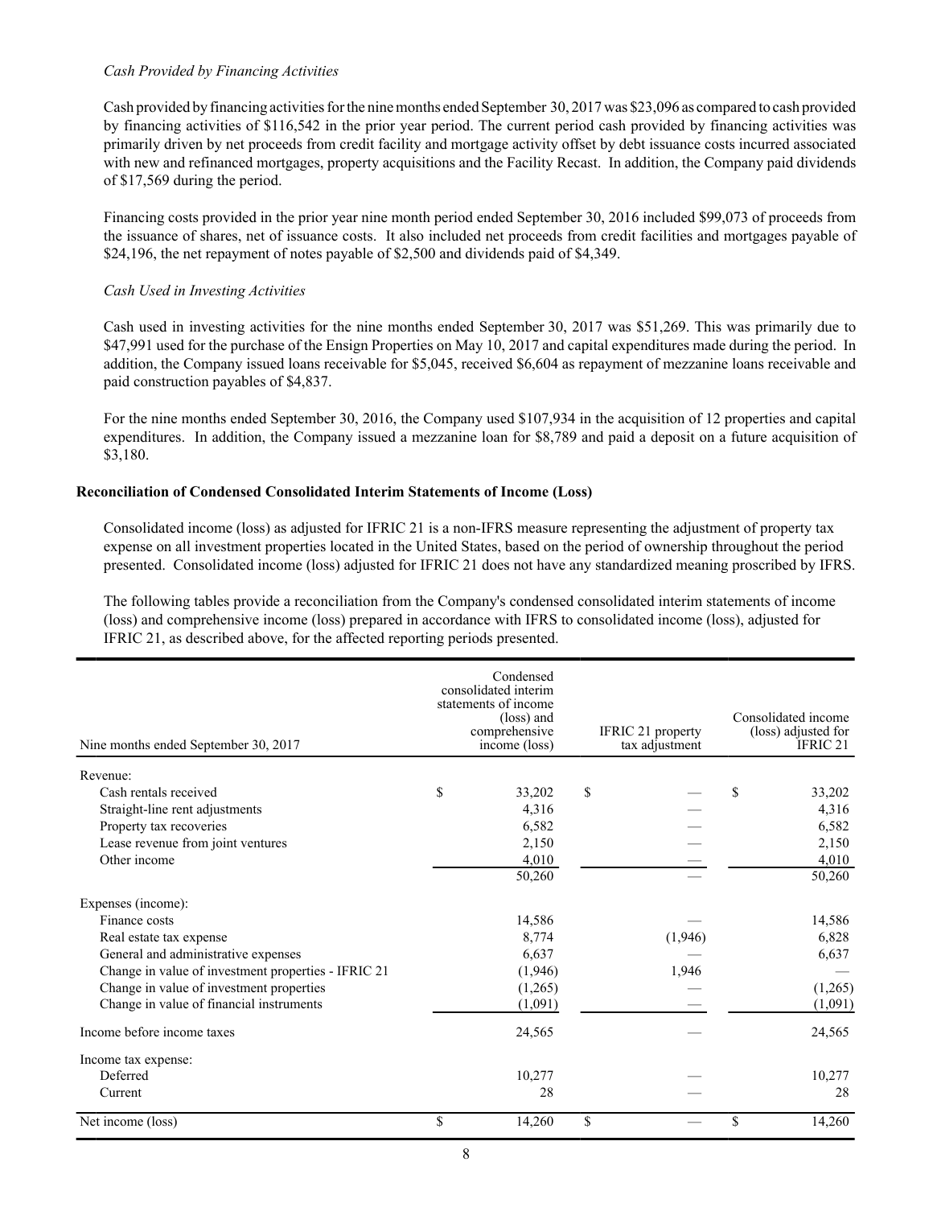*Cash Provided by Financing Activities*

Cash provided by financing activities for the nine months ended September 30, 2017 was $23,096 as compared to cash provided by financing activities of $116,542 in the prior year period. The current period cash provided by financing activities was primarily driven by net proceeds from credit facility and mortgage activity offset by debt issuance costs incurred associated with new and refinanced mortgages, property acquisitions and the Facility Recast. In addition, the Company paid dividends of $17,569 during the period.

Financing costs provided in the prior year nine month period ended September 30, 2016 included $99,073 of proceeds from the issuance of shares, net of issuance costs. It also included net proceeds from credit facilities and mortgages payable of $24,196, the net repayment of notes payable of $2,500 and dividends paid of $4,349.

*Cash Used in Investing Activities*

Cash used in investing activities for the nine months ended September 30, 2017 was $51,269. This was primarily due to $47,991 used for the purchase of the Ensign Properties on May 10, 2017 and capital expenditures made during the period. In addition, the Company issued loans receivable for $5,045, received $6,604 as repayment of mezzanine loans receivable and paid construction payables of $4,837.

For the nine months ended September 30, 2016, the Company used $107,934 in the acquisition of 12 properties and capital expenditures. In addition, the Company issued a mezzanine loan for $8,789 and paid a deposit on a future acquisition of $3,180.

**Reconciliation of Condensed Consolidated Interim Statements of Income (Loss)**

Consolidated income (loss) as adjusted for IFRIC 21 is a non-IFRS measure representing the adjustment of property tax expense on all investment properties located in the United States, based on the period of ownership throughout the period presented. Consolidated income (loss) adjusted for IFRIC 21 does not have any standardized meaning proscribed by IFRS.

The following tables provide a reconciliation from the Company's condensed consolidated interim statements of income (loss) and comprehensive income (loss) prepared in accordance with IFRS to consolidated income (loss), adjusted for IFRIC 21, as described above, for the affected reporting periods presented.

| Nine months ended September 30, 2017 | Condensed consolidated interim statements of income (loss) and comprehensive income (loss) | IFRIC 21 property tax adjustment | Consolidated income (loss) adjusted for IFRIC 21 |
|---|---|---|---|
| Revenue: | | | |
| Cash rentals received | $ 33,202 | $ — | $ 33,202 |
| Straight-line rent adjustments | 4,316 | — | 4,316 |
| Property tax recoveries | 6,582 | — | 6,582 |
| Lease revenue from joint ventures | 2,150 | — | 2,150 |
| Other income | 4,010 | — | 4,010 |
| | 50,260 | — | 50,260 |
| Expenses (income): | | | |
| Finance costs | 14,586 | — | 14,586 |
| Real estate tax expense | 8,774 | (1,946) | 6,828 |
| General and administrative expenses | 6,637 | — | 6,637 |
| Change in value of investment properties - IFRIC 21 | (1,946) | 1,946 | — |
| Change in value of investment properties | (1,265) | — | (1,265) |
| Change in value of financial instruments | (1,091) | — | (1,091) |
| Income before income taxes | 24,565 | — | 24,565 |
| Income tax expense: | | | |
| Deferred | 10,277 | — | 10,277 |
| Current | 28 | — | 28 |
| Net income (loss) | $ 14,260 | $ — | $ 14,260 |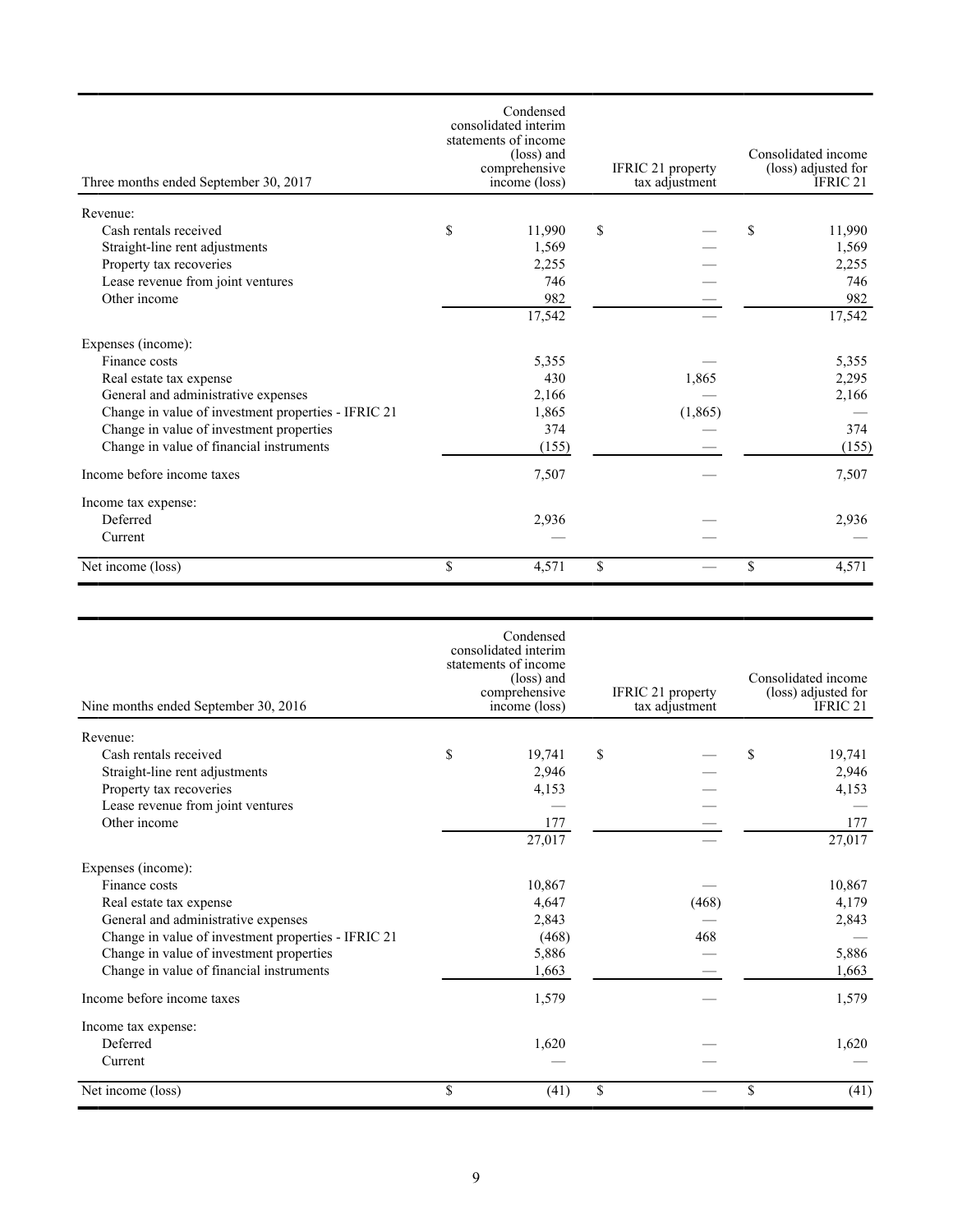| Three months ended September 30, 2017 | Condensed consolidated interim statements of income (loss) and comprehensive income (loss) | IFRIC 21 property tax adjustment | Consolidated income (loss) adjusted for IFRIC 21 |
|---|---|---|---|
| Revenue: | | | |
| Cash rentals received | $ 11,990 | $ — | $ 11,990 |
| Straight-line rent adjustments | 1,569 | — | 1,569 |
| Property tax recoveries | 2,255 | — | 2,255 |
| Lease revenue from joint ventures | 746 | — | 746 |
| Other income | 982 | — | 982 |
| | 17,542 | — | 17,542 |
| Expenses (income): | | | |
| Finance costs | 5,355 | — | 5,355 |
| Real estate tax expense | 430 | 1,865 | 2,295 |
| General and administrative expenses | 2,166 | — | 2,166 |
| Change in value of investment properties - IFRIC 21 | 1,865 | (1,865) | — |
| Change in value of investment properties | 374 | — | 374 |
| Change in value of financial instruments | (155) | — | (155) |
| Income before income taxes | 7,507 | — | 7,507 |
| Income tax expense: | | | |
| Deferred | 2,936 | — | 2,936 |
| Current | — | — | — |
| Net income (loss) | $ 4,571 | $ — | $ 4,571 |

| Nine months ended September 30, 2016 | Condensed consolidated interim statements of income (loss) and comprehensive income (loss) | IFRIC 21 property tax adjustment | Consolidated income (loss) adjusted for IFRIC 21 |
|---|---|---|---|
| Revenue: | | | |
| Cash rentals received | $ 19,741 | $ — | $ 19,741 |
| Straight-line rent adjustments | 2,946 | — | 2,946 |
| Property tax recoveries | 4,153 | — | 4,153 |
| Lease revenue from joint ventures | — | — | — |
| Other income | 177 | — | 177 |
| | 27,017 | — | 27,017 |
| Expenses (income): | | | |
| Finance costs | 10,867 | — | 10,867 |
| Real estate tax expense | 4,647 | (468) | 4,179 |
| General and administrative expenses | 2,843 | — | 2,843 |
| Change in value of investment properties - IFRIC 21 | (468) | 468 | — |
| Change in value of investment properties | 5,886 | — | 5,886 |
| Change in value of financial instruments | 1,663 | — | 1,663 |
| Income before income taxes | 1,579 | — | 1,579 |
| Income tax expense: | | | |
| Deferred | 1,620 | — | 1,620 |
| Current | — | — | — |
| Net income (loss) | $ (41) | $ — | $ (41) |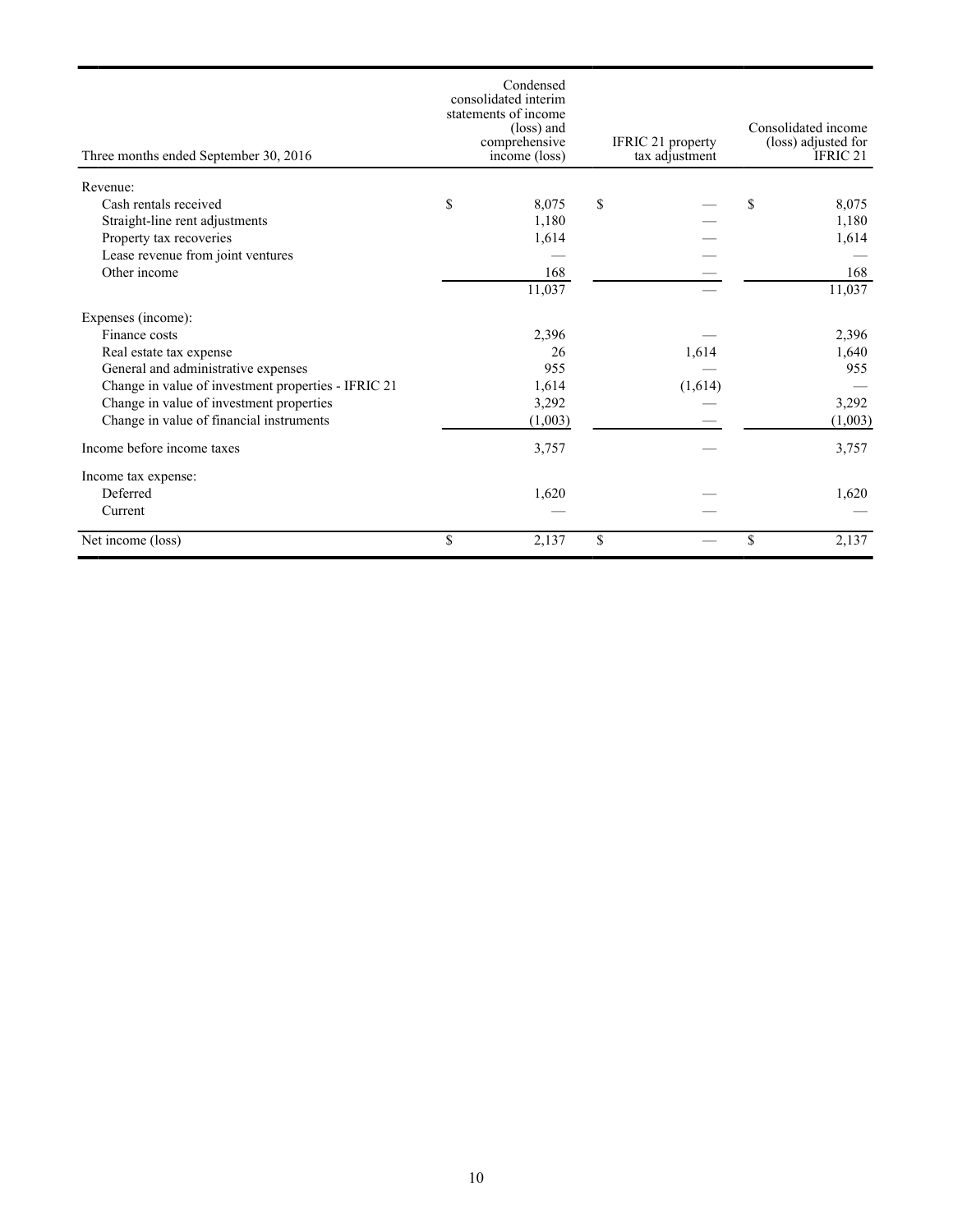| Three months ended September 30, 2016 | Condensed consolidated interim statements of income (loss) and comprehensive income (loss) | IFRIC 21 property tax adjustment | Consolidated income (loss) adjusted for IFRIC 21 |
|---|---|---|---|
| Revenue: | | | |
| Cash rentals received | $ 8,075 | $ — | $ 8,075 |
| Straight-line rent adjustments | 1,180 | — | 1,180 |
| Property tax recoveries | 1,614 | — | 1,614 |
| Lease revenue from joint ventures | — | — | — |
| Other income | 168 | — | 168 |
| | 11,037 | — | 11,037 |
| Expenses (income): | | | |
| Finance costs | 2,396 | — | 2,396 |
| Real estate tax expense | 26 | 1,614 | 1,640 |
| General and administrative expenses | 955 | — | 955 |
| Change in value of investment properties - IFRIC 21 | 1,614 | (1,614) | — |
| Change in value of investment properties | 3,292 | — | 3,292 |
| Change in value of financial instruments | (1,003) | — | (1,003) |
| Income before income taxes | 3,757 | — | 3,757 |
| Income tax expense: | | | |
| Deferred | 1,620 | — | 1,620 |
| Current | — | — | — |
| Net income (loss) | $ 2,137 | $ — | $ 2,137 |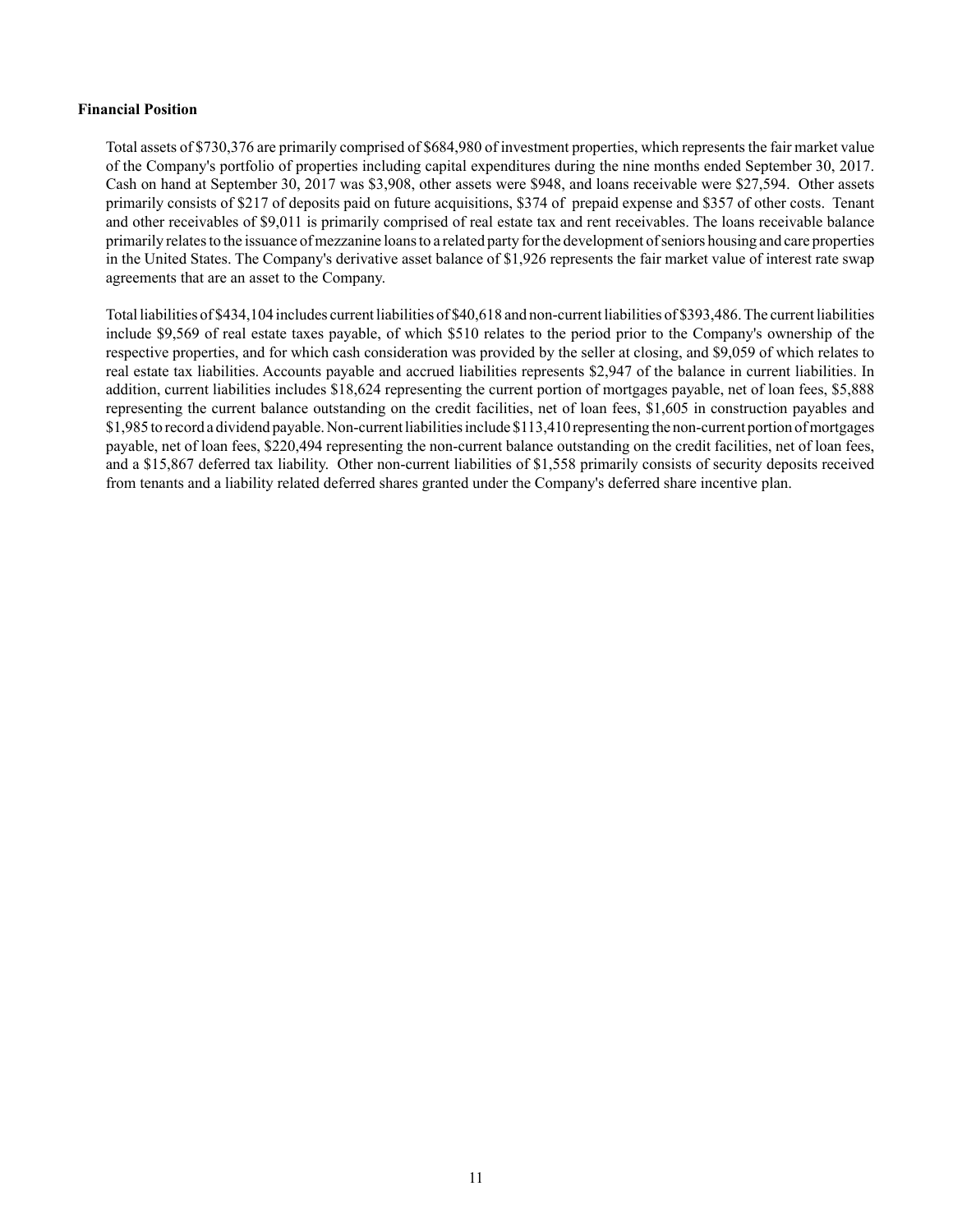**Financial Position**

Total assets of $730,376 are primarily comprised of $684,980 of investment properties, which represents the fair market value of the Company's portfolio of properties including capital expenditures during the nine months ended September 30, 2017. Cash on hand at September 30, 2017 was $3,908, other assets were $948, and loans receivable were $27,594. Other assets primarily consists of $217 of deposits paid on future acquisitions, $374 of prepaid expense and $357 of other costs. Tenant and other receivables of $9,011 is primarily comprised of real estate tax and rent receivables. The loans receivable balance primarily relates to the issuance of mezzanine loans to a related party for the development of seniors housing and care properties in the United States. The Company's derivative asset balance of $1,926 represents the fair market value of interest rate swap agreements that are an asset to the Company.

Total liabilities of $434,104 includes current liabilities of $40,618 and non-current liabilities of $393,486. The current liabilities include $9,569 of real estate taxes payable, of which $510 relates to the period prior to the Company's ownership of the respective properties, and for which cash consideration was provided by the seller at closing, and $9,059 of which relates to real estate tax liabilities. Accounts payable and accrued liabilities represents $2,947 of the balance in current liabilities. In addition, current liabilities includes $18,624 representing the current portion of mortgages payable, net of loan fees, $5,888 representing the current balance outstanding on the credit facilities, net of loan fees, $1,605 in construction payables and $1,985 to record a dividend payable. Non-current liabilities include $113,410 representing the non-current portion of mortgages payable, net of loan fees, $220,494 representing the non-current balance outstanding on the credit facilities, net of loan fees, and a $15,867 deferred tax liability. Other non-current liabilities of $1,558 primarily consists of security deposits received from tenants and a liability related deferred shares granted under the Company's deferred share incentive plan.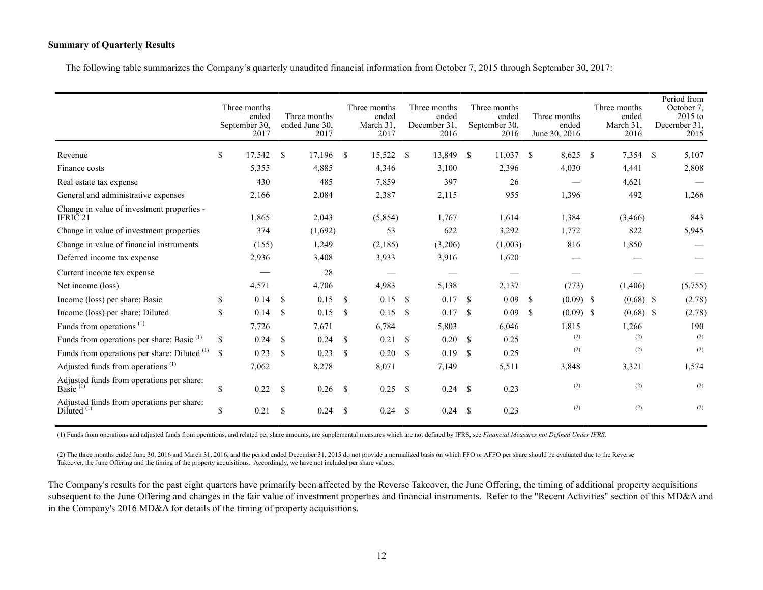**Summary of Quarterly Results**

The following table summarizes the Company's quarterly unaudited financial information from October 7, 2015 through September 30, 2017:

| | Three months ended September 30, 2017 | Three months ended June 30, 2017 | Three months ended March 31, 2017 | Three months ended December 31, 2016 | Three months ended September 30, 2016 | Three months ended June 30, 2016 | Three months ended March 31, 2016 | Period from October 7, 2015 to December 31, 2015 |
|---|---|---|---|---|---|---|---|---|
| Revenue | $ 17,542 | $ 17,196 | $ 15,522 | $ 13,849 | $ 11,037 | $ 8,625 | $ 7,354 | $ 5,107 |
| Finance costs | 5,355 | 4,885 | 4,346 | 3,100 | 2,396 | 4,030 | 4,441 | 2,808 |
| Real estate tax expense | 430 | 485 | 7,859 | 397 | 26 | — | 4,621 | — |
| General and administrative expenses | 2,166 | 2,084 | 2,387 | 2,115 | 955 | 1,396 | 492 | 1,266 |
| Change in value of investment properties - IFRIC 21 | 1,865 | 2,043 | (5,854) | 1,767 | 1,614 | 1,384 | (3,466) | 843 |
| Change in value of investment properties | 374 | (1,692) | 53 | 622 | 3,292 | 1,772 | 822 | 5,945 |
| Change in value of financial instruments | (155) | 1,249 | (2,185) | (3,206) | (1,003) | 816 | 1,850 | — |
| Deferred income tax expense | 2,936 | 3,408 | 3,933 | 3,916 | 1,620 | — | — | — |
| Current income tax expense | — | 28 | — | — | — | — | — | — |
| Net income (loss) | 4,571 | 4,706 | 4,983 | 5,138 | 2,137 | (773) | (1,406) | (5,755) |
| Income (loss) per share: Basic | $ 0.14 | $ 0.15 | $ 0.15 | $ 0.17 | $ 0.09 | $ (0.09) | $ (0.68) | $ (2.78) |
| Income (loss) per share: Diluted | $ 0.14 | $ 0.15 | $ 0.15 | $ 0.17 | $ 0.09 | $ (0.09) | $ (0.68) | $ (2.78) |
| Funds from operations (1) | 7,726 | 7,671 | 6,784 | 5,803 | 6,046 | 1,815 | 1,266 | 190 |
| Funds from operations per share: Basic (1) | $ 0.24 | $ 0.24 | $ 0.21 | $ 0.20 | $ 0.25 | (2) | (2) | (2) |
| Funds from operations per share: Diluted (1) | $ 0.23 | $ 0.23 | $ 0.20 | $ 0.19 | $ 0.25 | (2) | (2) | (2) |
| Adjusted funds from operations (1) | 7,062 | 8,278 | 8,071 | 7,149 | 5,511 | 3,848 | 3,321 | 1,574 |
| Adjusted funds from operations per share: Basic (1) | $ 0.22 | $ 0.26 | $ 0.25 | $ 0.24 | $ 0.23 | (2) | (2) | (2) |
| Adjusted funds from operations per share: Diluted (1) | $ 0.21 | $ 0.24 | $ 0.24 | $ 0.24 | $ 0.23 | (2) | (2) | (2) |

(1) Funds from operations and adjusted funds from operations, and related per share amounts, are supplemental measures which are not defined by IFRS, see *Financial Measures not Defined Under IFRS.*

(2) The three months ended June 30, 2016 and March 31, 2016, and the period ended December 31, 2015 do not provide a normalized basis on which FFO or AFFO per share should be evaluated due to the Reverse Takeover, the June Offering and the timing of the property acquisitions. Accordingly, we have not included per share values.

The Company's results for the past eight quarters have primarily been affected by the Reverse Takeover, the June Offering, the timing of additional property acquisitions subsequent to the June Offering and changes in the fair value of investment properties and financial instruments. Refer to the "Recent Activities" section of this MD&A and in the Company's 2016 MD&A for details of the timing of property acquisitions.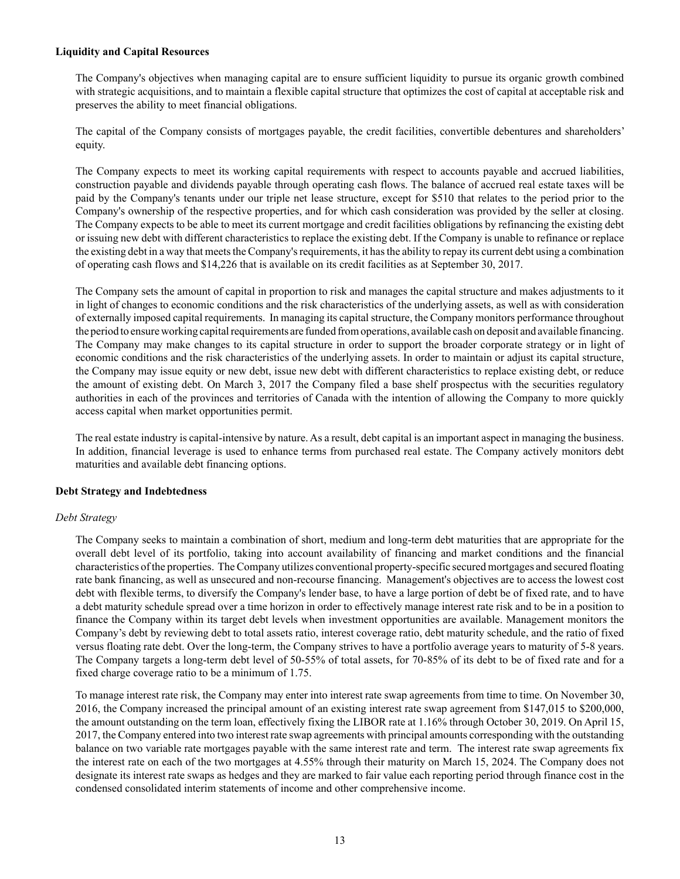**Liquidity and Capital Resources**

The Company's objectives when managing capital are to ensure sufficient liquidity to pursue its organic growth combined with strategic acquisitions, and to maintain a flexible capital structure that optimizes the cost of capital at acceptable risk and preserves the ability to meet financial obligations.

The capital of the Company consists of mortgages payable, the credit facilities, convertible debentures and shareholders' equity.

The Company expects to meet its working capital requirements with respect to accounts payable and accrued liabilities, construction payable and dividends payable through operating cash flows. The balance of accrued real estate taxes will be paid by the Company's tenants under our triple net lease structure, except for $510 that relates to the period prior to the Company's ownership of the respective properties, and for which cash consideration was provided by the seller at closing. The Company expects to be able to meet its current mortgage and credit facilities obligations by refinancing the existing debt or issuing new debt with different characteristics to replace the existing debt. If the Company is unable to refinance or replace the existing debt in a way that meets the Company's requirements, it has the ability to repay its current debt using a combination of operating cash flows and $14,226 that is available on its credit facilities as at September 30, 2017.

The Company sets the amount of capital in proportion to risk and manages the capital structure and makes adjustments to it in light of changes to economic conditions and the risk characteristics of the underlying assets, as well as with consideration of externally imposed capital requirements. In managing its capital structure, the Company monitors performance throughout the period to ensure working capital requirements are funded from operations, available cash on deposit and available financing. The Company may make changes to its capital structure in order to support the broader corporate strategy or in light of economic conditions and the risk characteristics of the underlying assets. In order to maintain or adjust its capital structure, the Company may issue equity or new debt, issue new debt with different characteristics to replace existing debt, or reduce the amount of existing debt. On March 3, 2017 the Company filed a base shelf prospectus with the securities regulatory authorities in each of the provinces and territories of Canada with the intention of allowing the Company to more quickly access capital when market opportunities permit.

The real estate industry is capital-intensive by nature. As a result, debt capital is an important aspect in managing the business. In addition, financial leverage is used to enhance terms from purchased real estate. The Company actively monitors debt maturities and available debt financing options.

**Debt Strategy and Indebtedness**

*Debt Strategy*

The Company seeks to maintain a combination of short, medium and long-term debt maturities that are appropriate for the overall debt level of its portfolio, taking into account availability of financing and market conditions and the financial characteristics of the properties. The Company utilizes conventional property-specific secured mortgages and secured floating rate bank financing, as well as unsecured and non-recourse financing. Management's objectives are to access the lowest cost debt with flexible terms, to diversify the Company's lender base, to have a large portion of debt be of fixed rate, and to have a debt maturity schedule spread over a time horizon in order to effectively manage interest rate risk and to be in a position to finance the Company within its target debt levels when investment opportunities are available. Management monitors the Company's debt by reviewing debt to total assets ratio, interest coverage ratio, debt maturity schedule, and the ratio of fixed versus floating rate debt. Over the long-term, the Company strives to have a portfolio average years to maturity of 5-8 years. The Company targets a long-term debt level of 50-55% of total assets, for 70-85% of its debt to be of fixed rate and for a fixed charge coverage ratio to be a minimum of 1.75.

To manage interest rate risk, the Company may enter into interest rate swap agreements from time to time. On November 30, 2016, the Company increased the principal amount of an existing interest rate swap agreement from $147,015 to $200,000, the amount outstanding on the term loan, effectively fixing the LIBOR rate at 1.16% through October 30, 2019. On April 15, 2017, the Company entered into two interest rate swap agreements with principal amounts corresponding with the outstanding balance on two variable rate mortgages payable with the same interest rate and term. The interest rate swap agreements fix the interest rate on each of the two mortgages at 4.55% through their maturity on March 15, 2024. The Company does not designate its interest rate swaps as hedges and they are marked to fair value each reporting period through finance cost in the condensed consolidated interim statements of income and other comprehensive income.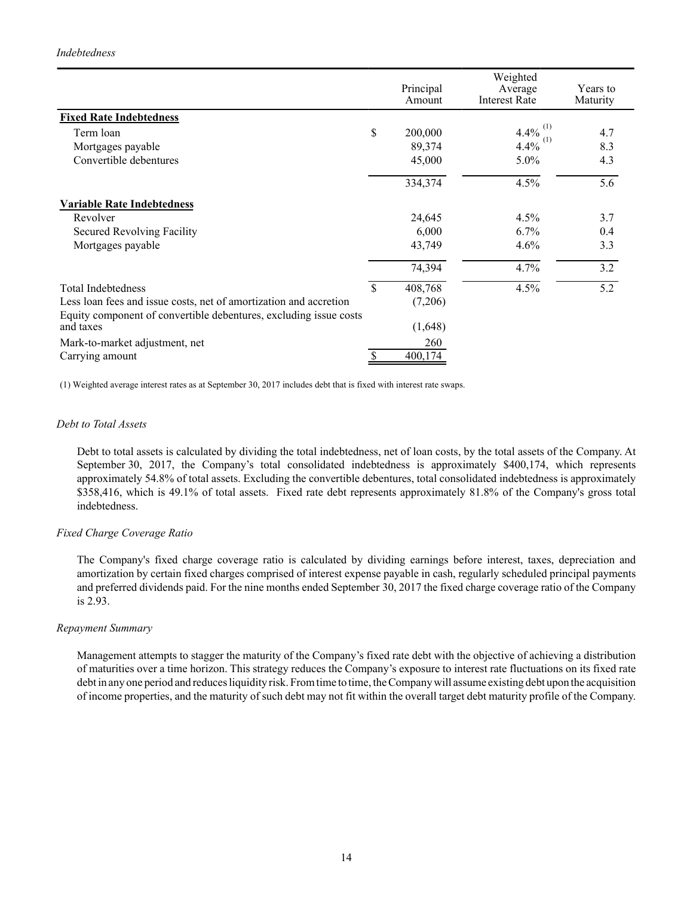*Indebtedness*

| | Principal Amount | Weighted Average Interest Rate | Years to Maturity |
|---|---|---|---|
| **Fixed Rate Indebtedness** | | | |
| Term loan | $ 200,000 | 4.4% (1) | 4.7 |
| Mortgages payable | 89,374 | 4.4% (1) | 8.3 |
| Convertible debentures | 45,000 | 5.0% | 4.3 |
| | 334,374 | 4.5% | 5.6 |
| **Variable Rate Indebtedness** | | | |
| Revolver | 24,645 | 4.5% | 3.7 |
| Secured Revolving Facility | 6,000 | 6.7% | 0.4 |
| Mortgages payable | 43,749 | 4.6% | 3.3 |
| | 74,394 | 4.7% | 3.2 |
| Total Indebtedness | $ 408,768 | 4.5% | 5.2 |
| Less loan fees and issue costs, net of amortization and accretion | (7,206) | | |
| Equity component of convertible debentures, excluding issue costs and taxes | (1,648) | | |
| Mark-to-market adjustment, net | 260 | | |
| Carrying amount | $ 400,174 | | |

(1) Weighted average interest rates as at September 30, 2017 includes debt that is fixed with interest rate swaps.

*Debt to Total Assets*

Debt to total assets is calculated by dividing the total indebtedness, net of loan costs, by the total assets of the Company. At September 30, 2017, the Company's total consolidated indebtedness is approximately $400,174, which represents approximately 54.8% of total assets. Excluding the convertible debentures, total consolidated indebtedness is approximately $358,416, which is 49.1% of total assets. Fixed rate debt represents approximately 81.8% of the Company's gross total indebtedness.

*Fixed Charge Coverage Ratio*

The Company's fixed charge coverage ratio is calculated by dividing earnings before interest, taxes, depreciation and amortization by certain fixed charges comprised of interest expense payable in cash, regularly scheduled principal payments and preferred dividends paid. For the nine months ended September 30, 2017 the fixed charge coverage ratio of the Company is 2.93.

*Repayment Summary*

Management attempts to stagger the maturity of the Company's fixed rate debt with the objective of achieving a distribution of maturities over a time horizon. This strategy reduces the Company's exposure to interest rate fluctuations on its fixed rate debt in any one period and reduces liquidity risk. From time to time, the Company will assume existing debt upon the acquisition of income properties, and the maturity of such debt may not fit within the overall target debt maturity profile of the Company.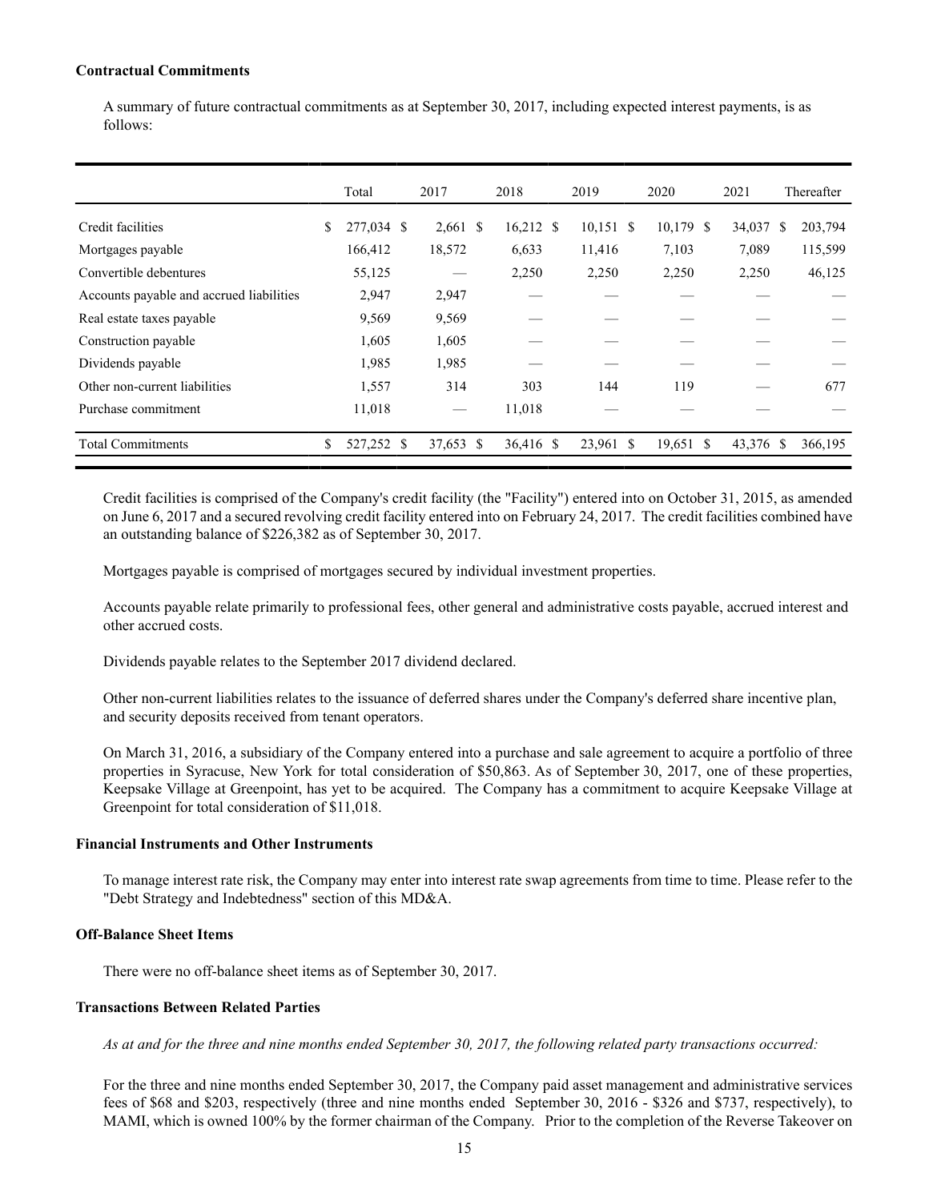**Contractual Commitments**

A summary of future contractual commitments as at September 30, 2017, including expected interest payments, is as follows:

| | Total | 2017 | 2018 | 2019 | 2020 | 2021 | Thereafter |
|---|---|---|---|---|---|---|---|
| Credit facilities | $ 277,034 | $ 2,661 | $ 16,212 | $ 10,151 | $ 10,179 | $ 34,037 | $ 203,794 |
| Mortgages payable | 166,412 | 18,572 | 6,633 | 11,416 | 7,103 | 7,089 | 115,599 |
| Convertible debentures | 55,125 | — | 2,250 | 2,250 | 2,250 | 2,250 | 46,125 |
| Accounts payable and accrued liabilities | 2,947 | 2,947 | — | — | — | — | — |
| Real estate taxes payable | 9,569 | 9,569 | — | — | — | — | — |
| Construction payable | 1,605 | 1,605 | — | — | — | — | — |
| Dividends payable | 1,985 | 1,985 | — | — | — | — | — |
| Other non-current liabilities | 1,557 | 314 | 303 | 144 | 119 | — | 677 |
| Purchase commitment | 11,018 | — | 11,018 | — | — | — | — |
| Total Commitments | $ 527,252 | $ 37,653 | $ 36,416 | $ 23,961 | $ 19,651 | $ 43,376 | $ 366,195 |

Credit facilities is comprised of the Company's credit facility (the "Facility") entered into on October 31, 2015, as amended on June 6, 2017 and a secured revolving credit facility entered into on February 24, 2017. The credit facilities combined have an outstanding balance of $226,382 as of September 30, 2017.

Mortgages payable is comprised of mortgages secured by individual investment properties.

Accounts payable relate primarily to professional fees, other general and administrative costs payable, accrued interest and other accrued costs.

Dividends payable relates to the September 2017 dividend declared.

Other non-current liabilities relates to the issuance of deferred shares under the Company's deferred share incentive plan, and security deposits received from tenant operators.

On March 31, 2016, a subsidiary of the Company entered into a purchase and sale agreement to acquire a portfolio of three properties in Syracuse, New York for total consideration of $50,863. As of September 30, 2017, one of these properties, Keepsake Village at Greenpoint, has yet to be acquired. The Company has a commitment to acquire Keepsake Village at Greenpoint for total consideration of $11,018.

**Financial Instruments and Other Instruments**

To manage interest rate risk, the Company may enter into interest rate swap agreements from time to time. Please refer to the "Debt Strategy and Indebtedness" section of this MD&A.

**Off-Balance Sheet Items**

There were no off-balance sheet items as of September 30, 2017.

**Transactions Between Related Parties**

*As at and for the three and nine months ended September 30, 2017, the following related party transactions occurred:*

For the three and nine months ended September 30, 2017, the Company paid asset management and administrative services fees of $68 and $203, respectively (three and nine months ended September 30, 2016 - $326 and $737, respectively), to MAMI, which is owned 100% by the former chairman of the Company. Prior to the completion of the Reverse Takeover on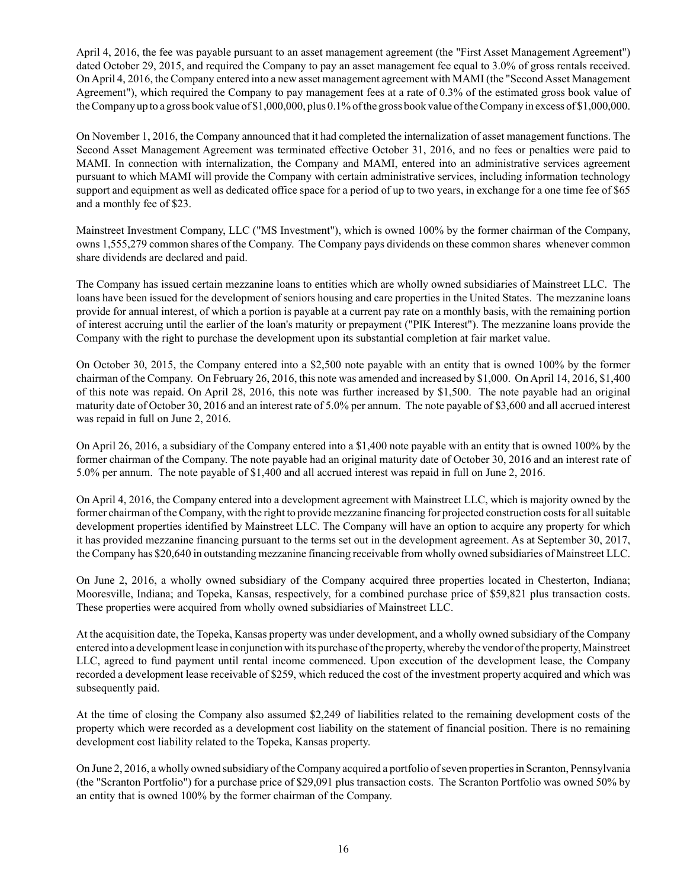April 4, 2016, the fee was payable pursuant to an asset management agreement (the "First Asset Management Agreement") dated October 29, 2015, and required the Company to pay an asset management fee equal to 3.0% of gross rentals received. On April 4, 2016, the Company entered into a new asset management agreement with MAMI (the "Second Asset Management Agreement"), which required the Company to pay management fees at a rate of 0.3% of the estimated gross book value of the Company up to a gross book value of $1,000,000, plus 0.1% of the gross book value of the Company in excess of $1,000,000.

On November 1, 2016, the Company announced that it had completed the internalization of asset management functions. The Second Asset Management Agreement was terminated effective October 31, 2016, and no fees or penalties were paid to MAMI. In connection with internalization, the Company and MAMI, entered into an administrative services agreement pursuant to which MAMI will provide the Company with certain administrative services, including information technology support and equipment as well as dedicated office space for a period of up to two years, in exchange for a one time fee of $65 and a monthly fee of $23.

Mainstreet Investment Company, LLC ("MS Investment"), which is owned 100% by the former chairman of the Company, owns 1,555,279 common shares of the Company. The Company pays dividends on these common shares whenever common share dividends are declared and paid.

The Company has issued certain mezzanine loans to entities which are wholly owned subsidiaries of Mainstreet LLC. The loans have been issued for the development of seniors housing and care properties in the United States. The mezzanine loans provide for annual interest, of which a portion is payable at a current pay rate on a monthly basis, with the remaining portion of interest accruing until the earlier of the loan's maturity or prepayment ("PIK Interest"). The mezzanine loans provide the Company with the right to purchase the development upon its substantial completion at fair market value.

On October 30, 2015, the Company entered into a $2,500 note payable with an entity that is owned 100% by the former chairman of the Company. On February 26, 2016, this note was amended and increased by $1,000. On April 14, 2016, $1,400 of this note was repaid. On April 28, 2016, this note was further increased by $1,500. The note payable had an original maturity date of October 30, 2016 and an interest rate of 5.0% per annum. The note payable of $3,600 and all accrued interest was repaid in full on June 2, 2016.

On April 26, 2016, a subsidiary of the Company entered into a $1,400 note payable with an entity that is owned 100% by the former chairman of the Company. The note payable had an original maturity date of October 30, 2016 and an interest rate of 5.0% per annum. The note payable of $1,400 and all accrued interest was repaid in full on June 2, 2016.

On April 4, 2016, the Company entered into a development agreement with Mainstreet LLC, which is majority owned by the former chairman of the Company, with the right to provide mezzanine financing for projected construction costs for all suitable development properties identified by Mainstreet LLC. The Company will have an option to acquire any property for which it has provided mezzanine financing pursuant to the terms set out in the development agreement. As at September 30, 2017, the Company has $20,640 in outstanding mezzanine financing receivable from wholly owned subsidiaries of Mainstreet LLC.

On June 2, 2016, a wholly owned subsidiary of the Company acquired three properties located in Chesterton, Indiana; Mooresville, Indiana; and Topeka, Kansas, respectively, for a combined purchase price of $59,821 plus transaction costs. These properties were acquired from wholly owned subsidiaries of Mainstreet LLC.

At the acquisition date, the Topeka, Kansas property was under development, and a wholly owned subsidiary of the Company entered into a development lease in conjunction with its purchase of the property, whereby the vendor of the property, Mainstreet LLC, agreed to fund payment until rental income commenced. Upon execution of the development lease, the Company recorded a development lease receivable of $259, which reduced the cost of the investment property acquired and which was subsequently paid.

At the time of closing the Company also assumed $2,249 of liabilities related to the remaining development costs of the property which were recorded as a development cost liability on the statement of financial position. There is no remaining development cost liability related to the Topeka, Kansas property.

On June 2, 2016, a wholly owned subsidiary of the Company acquired a portfolio of seven properties in Scranton, Pennsylvania (the "Scranton Portfolio") for a purchase price of $29,091 plus transaction costs. The Scranton Portfolio was owned 50% by an entity that is owned 100% by the former chairman of the Company.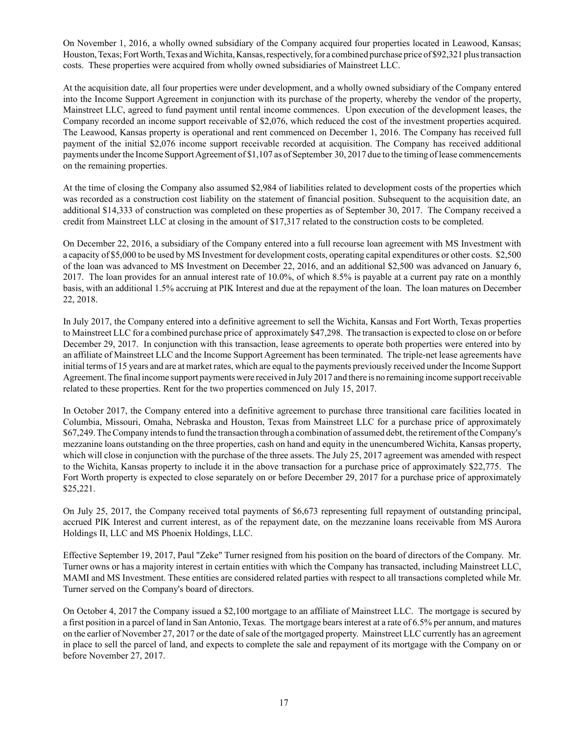On November 1, 2016, a wholly owned subsidiary of the Company acquired four properties located in Leawood, Kansas; Houston, Texas; Fort Worth, Texas and Wichita, Kansas, respectively, for a combined purchase price of $92,321 plus transaction costs. These properties were acquired from wholly owned subsidiaries of Mainstreet LLC.

At the acquisition date, all four properties were under development, and a wholly owned subsidiary of the Company entered into the Income Support Agreement in conjunction with its purchase of the property, whereby the vendor of the property, Mainstreet LLC, agreed to fund payment until rental income commences. Upon execution of the development leases, the Company recorded an income support receivable of $2,076, which reduced the cost of the investment properties acquired. The Leawood, Kansas property is operational and rent commenced on December 1, 2016. The Company has received full payment of the initial $2,076 income support receivable recorded at acquisition. The Company has received additional payments under the Income Support Agreement of $1,107 as of September 30, 2017 due to the timing of lease commencements on the remaining properties.

At the time of closing the Company also assumed $2,984 of liabilities related to development costs of the properties which was recorded as a construction cost liability on the statement of financial position. Subsequent to the acquisition date, an additional $14,333 of construction was completed on these properties as of September 30, 2017. The Company received a credit from Mainstreet LLC at closing in the amount of $17,317 related to the construction costs to be completed.

On December 22, 2016, a subsidiary of the Company entered into a full recourse loan agreement with MS Investment with a capacity of $5,000 to be used by MS Investment for development costs, operating capital expenditures or other costs. $2,500 of the loan was advanced to MS Investment on December 22, 2016, and an additional $2,500 was advanced on January 6, 2017. The loan provides for an annual interest rate of 10.0%, of which 8.5% is payable at a current pay rate on a monthly basis, with an additional 1.5% accruing at PIK Interest and due at the repayment of the loan. The loan matures on December 22, 2018.

In July 2017, the Company entered into a definitive agreement to sell the Wichita, Kansas and Fort Worth, Texas properties to Mainstreet LLC for a combined purchase price of approximately $47,298. The transaction is expected to close on or before December 29, 2017. In conjunction with this transaction, lease agreements to operate both properties were entered into by an affiliate of Mainstreet LLC and the Income Support Agreement has been terminated. The triple-net lease agreements have initial terms of 15 years and are at market rates, which are equal to the payments previously received under the Income Support Agreement. The final income support payments were received in July 2017 and there is no remaining income support receivable related to these properties. Rent for the two properties commenced on July 15, 2017.

In October 2017, the Company entered into a definitive agreement to purchase three transitional care facilities located in Columbia, Missouri, Omaha, Nebraska and Houston, Texas from Mainstreet LLC for a purchase price of approximately $67,249. The Company intends to fund the transaction through a combination of assumed debt, the retirement of the Company's mezzanine loans outstanding on the three properties, cash on hand and equity in the unencumbered Wichita, Kansas property, which will close in conjunction with the purchase of the three assets. The July 25, 2017 agreement was amended with respect to the Wichita, Kansas property to include it in the above transaction for a purchase price of approximately $22,775. The Fort Worth property is expected to close separately on or before December 29, 2017 for a purchase price of approximately $25,221.

On July 25, 2017, the Company received total payments of $6,673 representing full repayment of outstanding principal, accrued PIK Interest and current interest, as of the repayment date, on the mezzanine loans receivable from MS Aurora Holdings II, LLC and MS Phoenix Holdings, LLC.

Effective September 19, 2017, Paul "Zeke" Turner resigned from his position on the board of directors of the Company. Mr. Turner owns or has a majority interest in certain entities with which the Company has transacted, including Mainstreet LLC, MAMI and MS Investment. These entities are considered related parties with respect to all transactions completed while Mr. Turner served on the Company's board of directors.

On October 4, 2017 the Company issued a $2,100 mortgage to an affiliate of Mainstreet LLC. The mortgage is secured by a first position in a parcel of land in San Antonio, Texas. The mortgage bears interest at a rate of 6.5% per annum, and matures on the earlier of November 27, 2017 or the date of sale of the mortgaged property. Mainstreet LLC currently has an agreement in place to sell the parcel of land, and expects to complete the sale and repayment of its mortgage with the Company on or before November 27, 2017.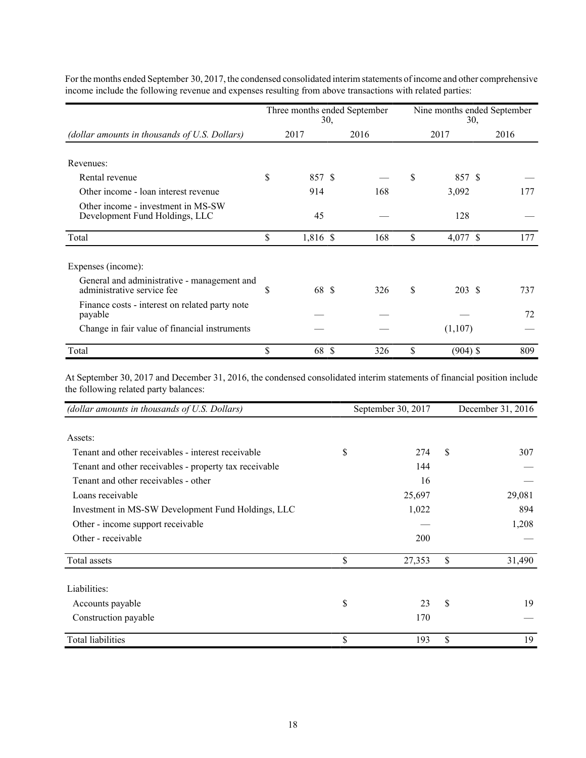For the months ended September 30, 2017, the condensed consolidated interim statements of income and other comprehensive income include the following revenue and expenses resulting from above transactions with related parties:

| | Three months ended September 30, | | Nine months ended September 30, | |
|---|---|---|---|---|
| *(dollar amounts in thousands of U.S. Dollars)* | 2017 | 2016 | 2017 | 2016 |
| Revenues: | | | | |
| Rental revenue | $ 857 | $ — | $ 857 | $ — |
| Other income - loan interest revenue | 914 | 168 | 3,092 | 177 |
| Other income - investment in MS-SW Development Fund Holdings, LLC | 45 | — | 128 | — |
| Total | $ 1,816 | $ 168 | $ 4,077 | $ 177 |
| Expenses (income): | | | | |
| General and administrative - management and administrative service fee | $ 68 | $ 326 | $ 203 | $ 737 |
| Finance costs - interest on related party note payable | — | — | — | 72 |
| Change in fair value of financial instruments | — | — | (1,107) | — |
| Total | $ 68 | $ 326 | $ (904) | $ 809 |

At September 30, 2017 and December 31, 2016, the condensed consolidated interim statements of financial position include the following related party balances:

| *(dollar amounts in thousands of U.S. Dollars)* | September 30, 2017 | December 31, 2016 |
|---|---|---|
| Assets: | | |
| Tenant and other receivables - interest receivable | $ 274 | $ 307 |
| Tenant and other receivables - property tax receivable | 144 | — |
| Tenant and other receivables - other | 16 | — |
| Loans receivable | 25,697 | 29,081 |
| Investment in MS-SW Development Fund Holdings, LLC | 1,022 | 894 |
| Other - income support receivable | — | 1,208 |
| Other - receivable | 200 | — |
| Total assets | $ 27,353 | $ 31,490 |
| Liabilities: | | |
| Accounts payable | $ 23 | $ 19 |
| Construction payable | 170 | — |
| Total liabilities | $ 193 | $ 19 |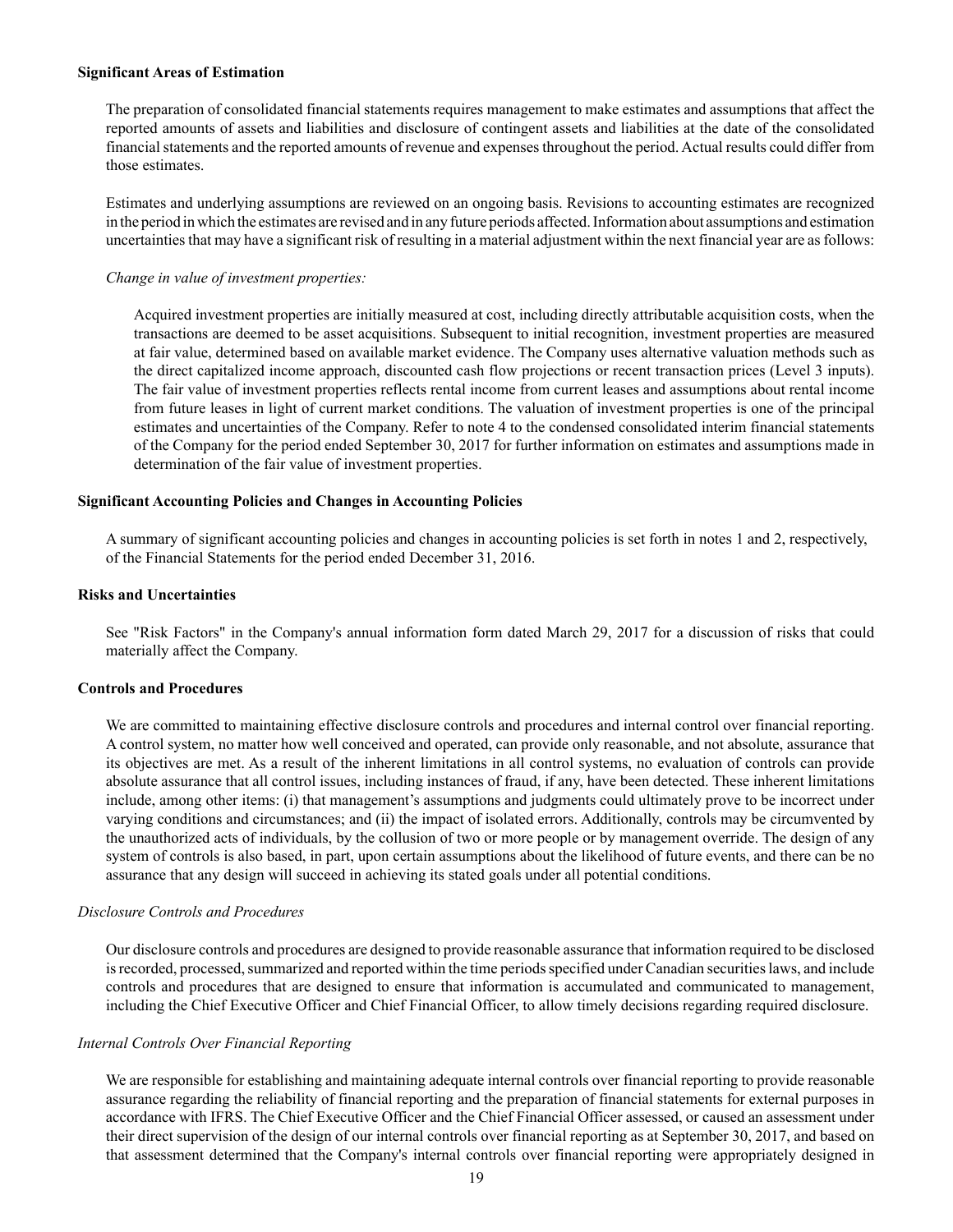**Significant Areas of Estimation**

The preparation of consolidated financial statements requires management to make estimates and assumptions that affect the reported amounts of assets and liabilities and disclosure of contingent assets and liabilities at the date of the consolidated financial statements and the reported amounts of revenue and expenses throughout the period. Actual results could differ from those estimates.

Estimates and underlying assumptions are reviewed on an ongoing basis. Revisions to accounting estimates are recognized in the period in which the estimates are revised and in any future periods affected. Information about assumptions and estimation uncertainties that may have a significant risk of resulting in a material adjustment within the next financial year are as follows:

*Change in value of investment properties:*

Acquired investment properties are initially measured at cost, including directly attributable acquisition costs, when the transactions are deemed to be asset acquisitions. Subsequent to initial recognition, investment properties are measured at fair value, determined based on available market evidence. The Company uses alternative valuation methods such as the direct capitalized income approach, discounted cash flow projections or recent transaction prices (Level 3 inputs). The fair value of investment properties reflects rental income from current leases and assumptions about rental income from future leases in light of current market conditions. The valuation of investment properties is one of the principal estimates and uncertainties of the Company. Refer to note 4 to the condensed consolidated interim financial statements of the Company for the period ended September 30, 2017 for further information on estimates and assumptions made in determination of the fair value of investment properties.

**Significant Accounting Policies and Changes in Accounting Policies**

A summary of significant accounting policies and changes in accounting policies is set forth in notes 1 and 2, respectively, of the Financial Statements for the period ended December 31, 2016.

**Risks and Uncertainties**

See "Risk Factors" in the Company's annual information form dated March 29, 2017 for a discussion of risks that could materially affect the Company.

**Controls and Procedures**

We are committed to maintaining effective disclosure controls and procedures and internal control over financial reporting. A control system, no matter how well conceived and operated, can provide only reasonable, and not absolute, assurance that its objectives are met. As a result of the inherent limitations in all control systems, no evaluation of controls can provide absolute assurance that all control issues, including instances of fraud, if any, have been detected. These inherent limitations include, among other items: (i) that management's assumptions and judgments could ultimately prove to be incorrect under varying conditions and circumstances; and (ii) the impact of isolated errors. Additionally, controls may be circumvented by the unauthorized acts of individuals, by the collusion of two or more people or by management override. The design of any system of controls is also based, in part, upon certain assumptions about the likelihood of future events, and there can be no assurance that any design will succeed in achieving its stated goals under all potential conditions.

*Disclosure Controls and Procedures*

Our disclosure controls and procedures are designed to provide reasonable assurance that information required to be disclosed is recorded, processed, summarized and reported within the time periods specified under Canadian securities laws, and include controls and procedures that are designed to ensure that information is accumulated and communicated to management, including the Chief Executive Officer and Chief Financial Officer, to allow timely decisions regarding required disclosure.

*Internal Controls Over Financial Reporting*

We are responsible for establishing and maintaining adequate internal controls over financial reporting to provide reasonable assurance regarding the reliability of financial reporting and the preparation of financial statements for external purposes in accordance with IFRS. The Chief Executive Officer and the Chief Financial Officer assessed, or caused an assessment under their direct supervision of the design of our internal controls over financial reporting as at September 30, 2017, and based on that assessment determined that the Company's internal controls over financial reporting were appropriately designed in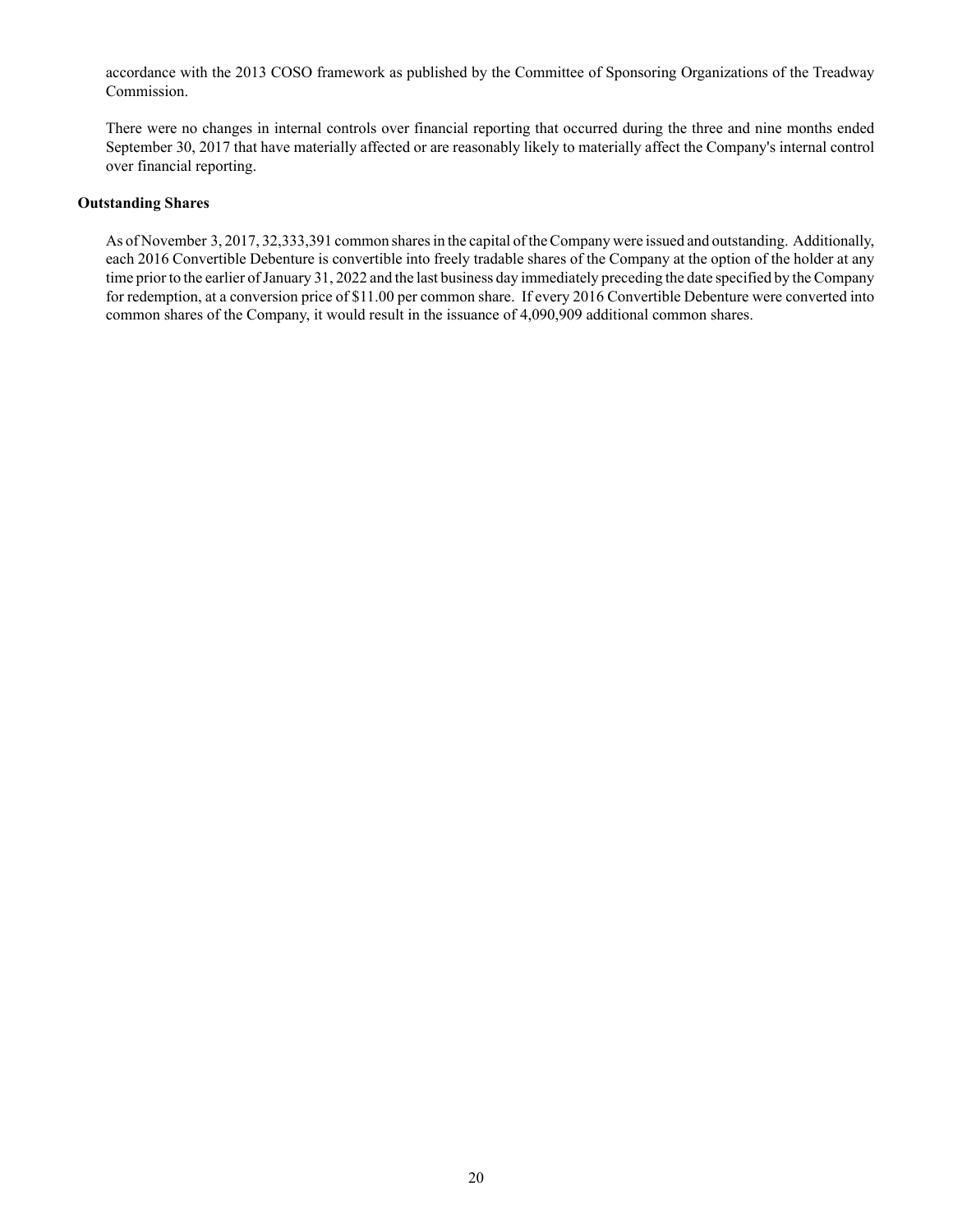accordance with the 2013 COSO framework as published by the Committee of Sponsoring Organizations of the Treadway Commission.

There were no changes in internal controls over financial reporting that occurred during the three and nine months ended September 30, 2017 that have materially affected or are reasonably likely to materially affect the Company's internal control over financial reporting.

**Outstanding Shares**

As of November 3, 2017, 32,333,391 common shares in the capital of the Company were issued and outstanding. Additionally, each 2016 Convertible Debenture is convertible into freely tradable shares of the Company at the option of the holder at any time prior to the earlier of January 31, 2022 and the last business day immediately preceding the date specified by the Company for redemption, at a conversion price of $11.00 per common share. If every 2016 Convertible Debenture were converted into common shares of the Company, it would result in the issuance of 4,090,909 additional common shares.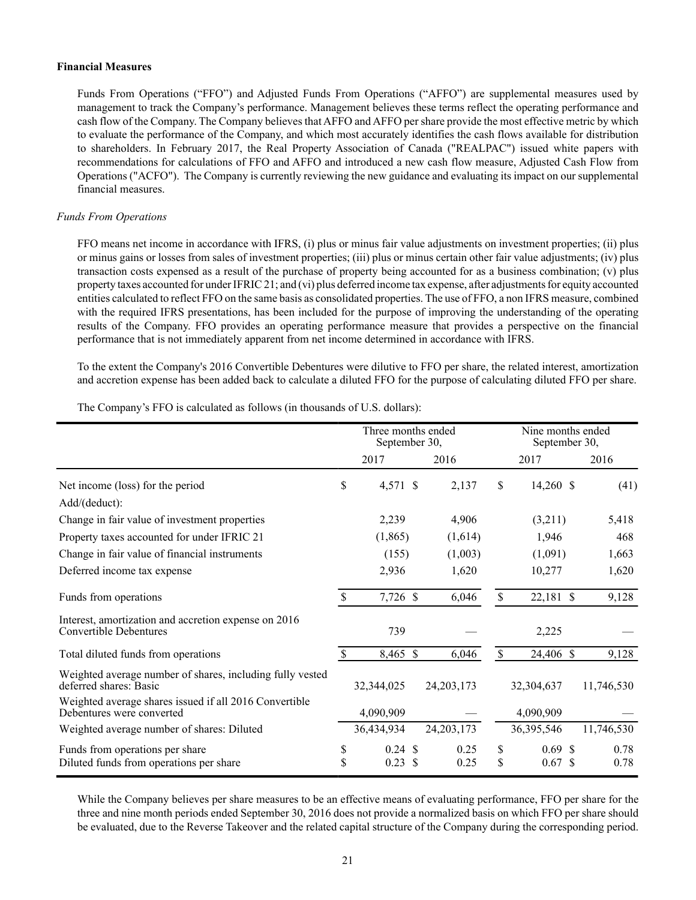**Financial Measures**

Funds From Operations ("FFO") and Adjusted Funds From Operations ("AFFO") are supplemental measures used by management to track the Company's performance. Management believes these terms reflect the operating performance and cash flow of the Company. The Company believes that AFFO and AFFO per share provide the most effective metric by which to evaluate the performance of the Company, and which most accurately identifies the cash flows available for distribution to shareholders. In February 2017, the Real Property Association of Canada ("REALPAC") issued white papers with recommendations for calculations of FFO and AFFO and introduced a new cash flow measure, Adjusted Cash Flow from Operations ("ACFO"). The Company is currently reviewing the new guidance and evaluating its impact on our supplemental financial measures.

*Funds From Operations*

FFO means net income in accordance with IFRS, (i) plus or minus fair value adjustments on investment properties; (ii) plus or minus gains or losses from sales of investment properties; (iii) plus or minus certain other fair value adjustments; (iv) plus transaction costs expensed as a result of the purchase of property being accounted for as a business combination; (v) plus property taxes accounted for under IFRIC 21; and (vi) plus deferred income tax expense, after adjustments for equity accounted entities calculated to reflect FFO on the same basis as consolidated properties. The use of FFO, a non IFRS measure, combined with the required IFRS presentations, has been included for the purpose of improving the understanding of the operating results of the Company. FFO provides an operating performance measure that provides a perspective on the financial performance that is not immediately apparent from net income determined in accordance with IFRS.

To the extent the Company's 2016 Convertible Debentures were dilutive to FFO per share, the related interest, amortization and accretion expense has been added back to calculate a diluted FFO for the purpose of calculating diluted FFO per share.

The Company's FFO is calculated as follows (in thousands of U.S. dollars):

| | Three months ended September 30, | | Nine months ended September 30, | |
|---|---|---|---|---|
| | 2017 | 2016 | 2017 | 2016 |
| Net income (loss) for the period | $ 4,571 | $ 2,137 | $ 14,260 | $ (41) |
| Add/(deduct): | | | | |
| Change in fair value of investment properties | 2,239 | 4,906 | (3,211) | 5,418 |
| Property taxes accounted for under IFRIC 21 | (1,865) | (1,614) | 1,946 | 468 |
| Change in fair value of financial instruments | (155) | (1,003) | (1,091) | 1,663 |
| Deferred income tax expense | 2,936 | 1,620 | 10,277 | 1,620 |
| Funds from operations | $ 7,726 | $ 6,046 | $ 22,181 | $ 9,128 |
| Interest, amortization and accretion expense on 2016 Convertible Debentures | 739 | — | 2,225 | — |
| Total diluted funds from operations | $ 8,465 | $ 6,046 | $ 24,406 | $ 9,128 |
| Weighted average number of shares, including fully vested deferred shares: Basic | 32,344,025 | 24,203,173 | 32,304,637 | 11,746,530 |
| Weighted average shares issued if all 2016 Convertible Debentures were converted | 4,090,909 | — | 4,090,909 | — |
| Weighted average number of shares: Diluted | 36,434,934 | 24,203,173 | 36,395,546 | 11,746,530 |
| Funds from operations per share | $ 0.24 | $ 0.25 | $ 0.69 | $ 0.78 |
| Diluted funds from operations per share | $ 0.23 | $ 0.25 | $ 0.67 | $ 0.78 |

While the Company believes per share measures to be an effective means of evaluating performance, FFO per share for the three and nine month periods ended September 30, 2016 does not provide a normalized basis on which FFO per share should be evaluated, due to the Reverse Takeover and the related capital structure of the Company during the corresponding period.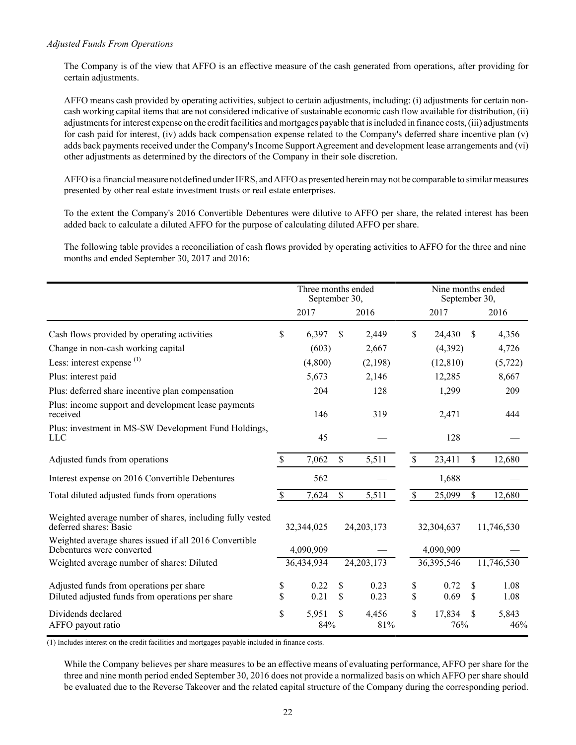*Adjusted Funds From Operations*

The Company is of the view that AFFO is an effective measure of the cash generated from operations, after providing for certain adjustments.

AFFO means cash provided by operating activities, subject to certain adjustments, including: (i) adjustments for certain non-cash working capital items that are not considered indicative of sustainable economic cash flow available for distribution, (ii) adjustments for interest expense on the credit facilities and mortgages payable that is included in finance costs, (iii) adjustments for cash paid for interest, (iv) adds back compensation expense related to the Company's deferred share incentive plan (v) adds back payments received under the Company's Income Support Agreement and development lease arrangements and (vi) other adjustments as determined by the directors of the Company in their sole discretion.

AFFO is a financial measure not defined under IFRS, and AFFO as presented herein may not be comparable to similar measures presented by other real estate investment trusts or real estate enterprises.

To the extent the Company's 2016 Convertible Debentures were dilutive to AFFO per share, the related interest has been added back to calculate a diluted AFFO for the purpose of calculating diluted AFFO per share.

The following table provides a reconciliation of cash flows provided by operating activities to AFFO for the three and nine months and ended September 30, 2017 and 2016:

| | Three months ended September 30, | | Nine months ended September 30, | |
|---|---|---|---|---|
| | 2017 | 2016 | 2017 | 2016 |
| Cash flows provided by operating activities | $ 6,397 | $ 2,449 | $ 24,430 | $ 4,356 |
| Change in non-cash working capital | (603) | 2,667 | (4,392) | 4,726 |
| Less: interest expense (1) | (4,800) | (2,198) | (12,810) | (5,722) |
| Plus: interest paid | 5,673 | 2,146 | 12,285 | 8,667 |
| Plus: deferred share incentive plan compensation | 204 | 128 | 1,299 | 209 |
| Plus: income support and development lease payments received | 146 | 319 | 2,471 | 444 |
| Plus: investment in MS-SW Development Fund Holdings, LLC | 45 | — | 128 | — |
| Adjusted funds from operations | $ 7,062 | $ 5,511 | $ 23,411 | $ 12,680 |
| Interest expense on 2016 Convertible Debentures | 562 | — | 1,688 | — |
| Total diluted adjusted funds from operations | $ 7,624 | $ 5,511 | $ 25,099 | $ 12,680 |
| Weighted average number of shares, including fully vested deferred shares: Basic | 32,344,025 | 24,203,173 | 32,304,637 | 11,746,530 |
| Weighted average shares issued if all 2016 Convertible Debentures were converted | 4,090,909 | — | 4,090,909 | — |
| Weighted average number of shares: Diluted | 36,434,934 | 24,203,173 | 36,395,546 | 11,746,530 |
| Adjusted funds from operations per share | $ 0.22 | $ 0.23 | $ 0.72 | $ 1.08 |
| Diluted adjusted funds from operations per share | $ 0.21 | $ 0.23 | $ 0.69 | $ 1.08 |
| Dividends declared | $ 5,951 | $ 4,456 | $ 17,834 | $ 5,843 |
| AFFO payout ratio | 84% | 81% | 76% | 46% |

(1) Includes interest on the credit facilities and mortgages payable included in finance costs.

While the Company believes per share measures to be an effective means of evaluating performance, AFFO per share for the three and nine month period ended September 30, 2016 does not provide a normalized basis on which AFFO per share should be evaluated due to the Reverse Takeover and the related capital structure of the Company during the corresponding period.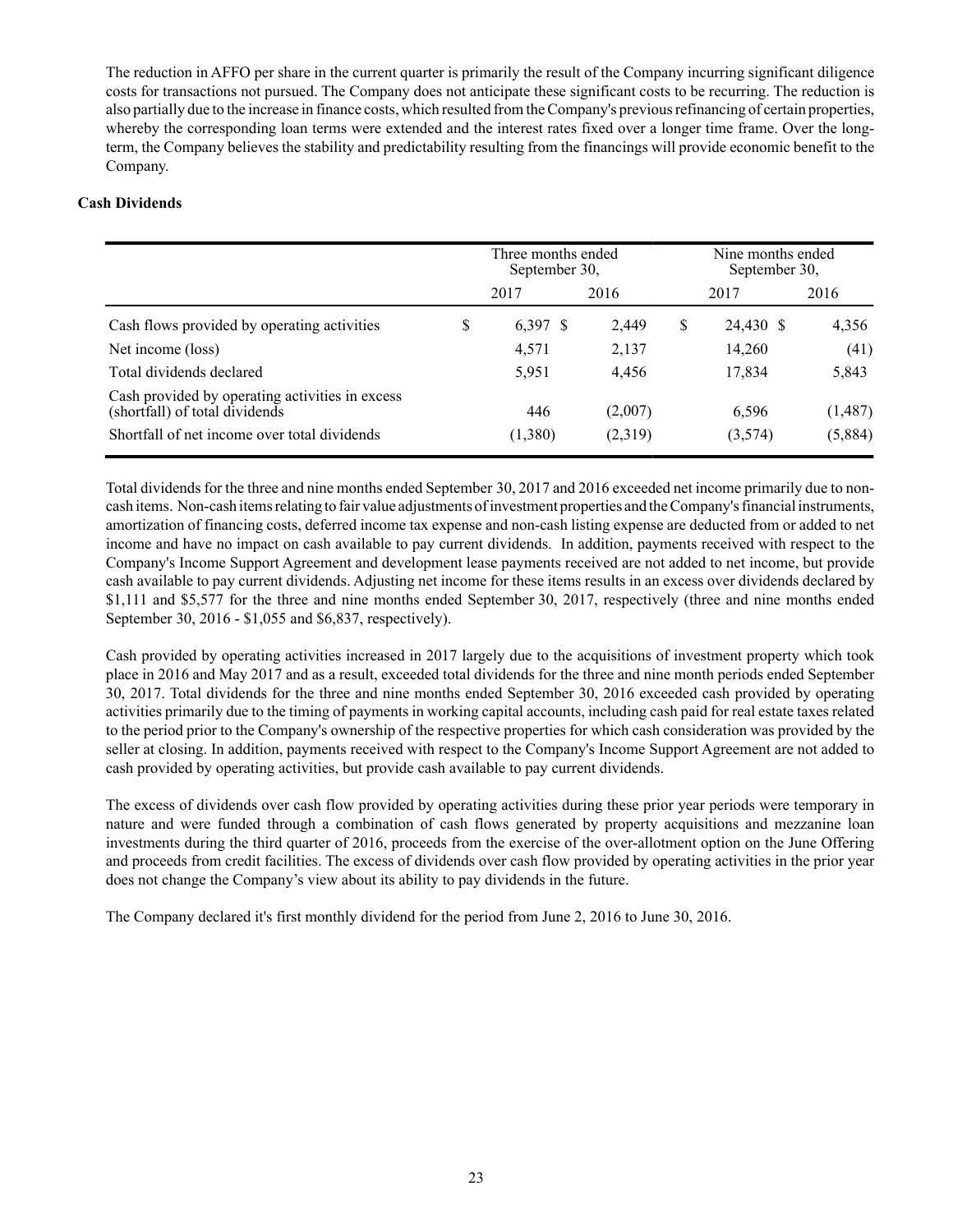The reduction in AFFO per share in the current quarter is primarily the result of the Company incurring significant diligence costs for transactions not pursued. The Company does not anticipate these significant costs to be recurring. The reduction is also partially due to the increase in finance costs, which resulted from the Company's previous refinancing of certain properties, whereby the corresponding loan terms were extended and the interest rates fixed over a longer time frame. Over the long-term, the Company believes the stability and predictability resulting from the financings will provide economic benefit to the Company.

**Cash Dividends**

| | Three months ended September 30, | | Nine months ended September 30, | |
|---|---|---|---|---|
| | 2017 | 2016 | 2017 | 2016 |
| Cash flows provided by operating activities | $ 6,397 | $ 2,449 | $ 24,430 | $ 4,356 |
| Net income (loss) | 4,571 | 2,137 | 14,260 | (41) |
| Total dividends declared | 5,951 | 4,456 | 17,834 | 5,843 |
| Cash provided by operating activities in excess (shortfall) of total dividends | 446 | (2,007) | 6,596 | (1,487) |
| Shortfall of net income over total dividends | (1,380) | (2,319) | (3,574) | (5,884) |

Total dividends for the three and nine months ended September 30, 2017 and 2016 exceeded net income primarily due to non-cash items. Non-cash items relating to fair value adjustments of investment properties and the Company's financial instruments, amortization of financing costs, deferred income tax expense and non-cash listing expense are deducted from or added to net income and have no impact on cash available to pay current dividends. In addition, payments received with respect to the Company's Income Support Agreement and development lease payments received are not added to net income, but provide cash available to pay current dividends. Adjusting net income for these items results in an excess over dividends declared by $1,111 and $5,577 for the three and nine months ended September 30, 2017, respectively (three and nine months ended September 30, 2016 - $1,055 and $6,837, respectively).

Cash provided by operating activities increased in 2017 largely due to the acquisitions of investment property which took place in 2016 and May 2017 and as a result, exceeded total dividends for the three and nine month periods ended September 30, 2017. Total dividends for the three and nine months ended September 30, 2016 exceeded cash provided by operating activities primarily due to the timing of payments in working capital accounts, including cash paid for real estate taxes related to the period prior to the Company's ownership of the respective properties for which cash consideration was provided by the seller at closing. In addition, payments received with respect to the Company's Income Support Agreement are not added to cash provided by operating activities, but provide cash available to pay current dividends.

The excess of dividends over cash flow provided by operating activities during these prior year periods were temporary in nature and were funded through a combination of cash flows generated by property acquisitions and mezzanine loan investments during the third quarter of 2016, proceeds from the exercise of the over-allotment option on the June Offering and proceeds from credit facilities. The excess of dividends over cash flow provided by operating activities in the prior year does not change the Company's view about its ability to pay dividends in the future.

The Company declared it's first monthly dividend for the period from June 2, 2016 to June 30, 2016.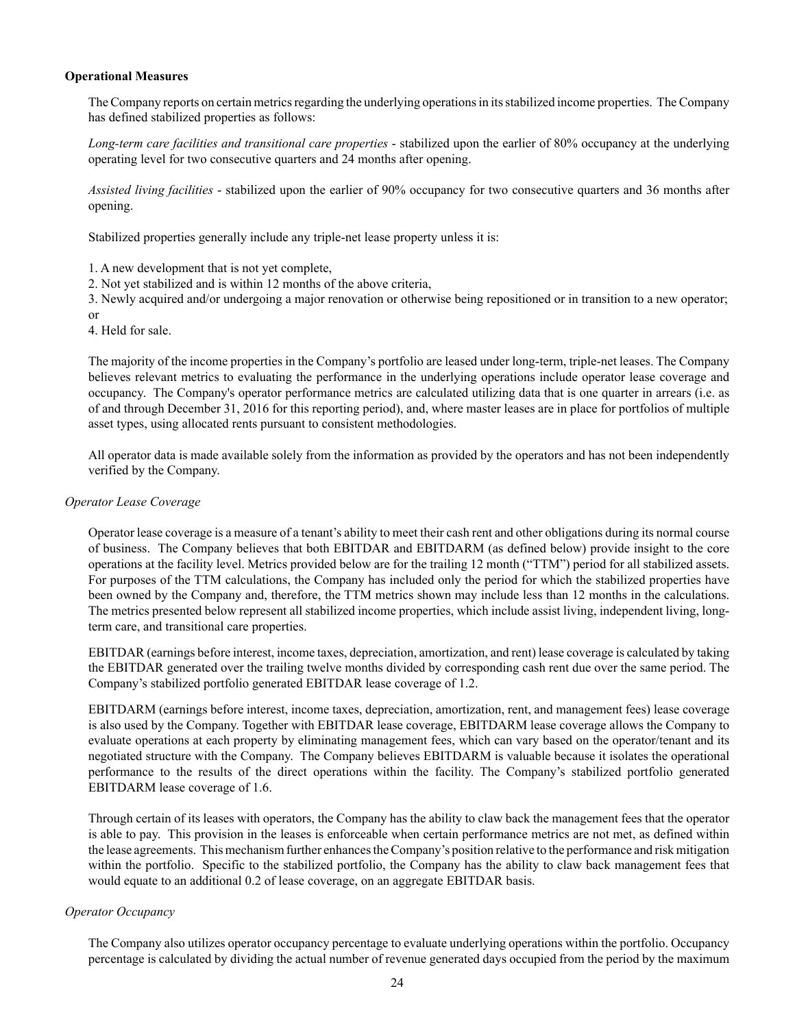**Operational Measures**

The Company reports on certain metrics regarding the underlying operations in its stabilized income properties. The Company has defined stabilized properties as follows:

*Long-term care facilities and transitional care properties* - stabilized upon the earlier of 80% occupancy at the underlying operating level for two consecutive quarters and 24 months after opening.

*Assisted living facilities* - stabilized upon the earlier of 90% occupancy for two consecutive quarters and 36 months after opening.

Stabilized properties generally include any triple-net lease property unless it is:

1. A new development that is not yet complete,
2. Not yet stabilized and is within 12 months of the above criteria,
3. Newly acquired and/or undergoing a major renovation or otherwise being repositioned or in transition to a new operator; or
4. Held for sale.

The majority of the income properties in the Company's portfolio are leased under long-term, triple-net leases. The Company believes relevant metrics to evaluating the performance in the underlying operations include operator lease coverage and occupancy. The Company's operator performance metrics are calculated utilizing data that is one quarter in arrears (i.e. as of and through December 31, 2016 for this reporting period), and, where master leases are in place for portfolios of multiple asset types, using allocated rents pursuant to consistent methodologies.

All operator data is made available solely from the information as provided by the operators and has not been independently verified by the Company.

*Operator Lease Coverage*

Operator lease coverage is a measure of a tenant's ability to meet their cash rent and other obligations during its normal course of business. The Company believes that both EBITDAR and EBITDARM (as defined below) provide insight to the core operations at the facility level. Metrics provided below are for the trailing 12 month ("TTM") period for all stabilized assets. For purposes of the TTM calculations, the Company has included only the period for which the stabilized properties have been owned by the Company and, therefore, the TTM metrics shown may include less than 12 months in the calculations. The metrics presented below represent all stabilized income properties, which include assist living, independent living, long-term care, and transitional care properties.

EBITDAR (earnings before interest, income taxes, depreciation, amortization, and rent) lease coverage is calculated by taking the EBITDAR generated over the trailing twelve months divided by corresponding cash rent due over the same period. The Company's stabilized portfolio generated EBITDAR lease coverage of 1.2.

EBITDARM (earnings before interest, income taxes, depreciation, amortization, rent, and management fees) lease coverage is also used by the Company. Together with EBITDAR lease coverage, EBITDARM lease coverage allows the Company to evaluate operations at each property by eliminating management fees, which can vary based on the operator/tenant and its negotiated structure with the Company. The Company believes EBITDARM is valuable because it isolates the operational performance to the results of the direct operations within the facility. The Company's stabilized portfolio generated EBITDARM lease coverage of 1.6.

Through certain of its leases with operators, the Company has the ability to claw back the management fees that the operator is able to pay. This provision in the leases is enforceable when certain performance metrics are not met, as defined within the lease agreements. This mechanism further enhances the Company's position relative to the performance and risk mitigation within the portfolio. Specific to the stabilized portfolio, the Company has the ability to claw back management fees that would equate to an additional 0.2 of lease coverage, on an aggregate EBITDAR basis.

*Operator Occupancy*

The Company also utilizes operator occupancy percentage to evaluate underlying operations within the portfolio. Occupancy percentage is calculated by dividing the actual number of revenue generated days occupied from the period by the maximum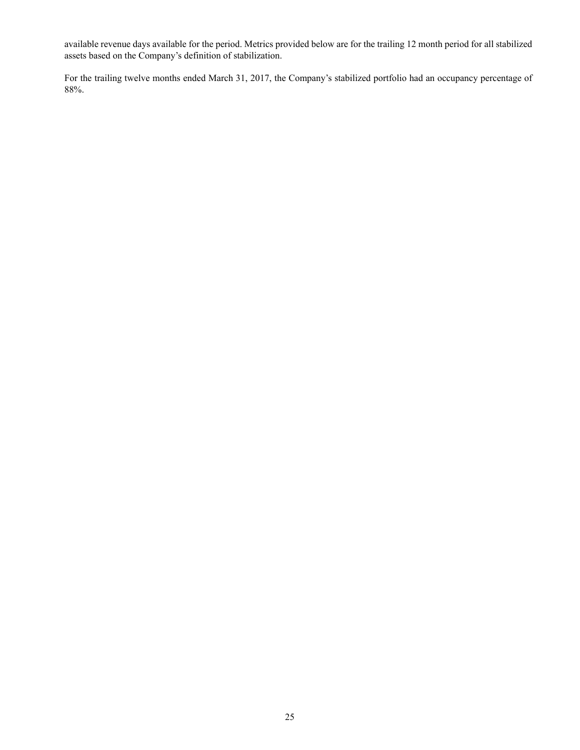available revenue days available for the period. Metrics provided below are for the trailing 12 month period for all stabilized assets based on the Company's definition of stabilization.

For the trailing twelve months ended March 31, 2017, the Company's stabilized portfolio had an occupancy percentage of 88%.